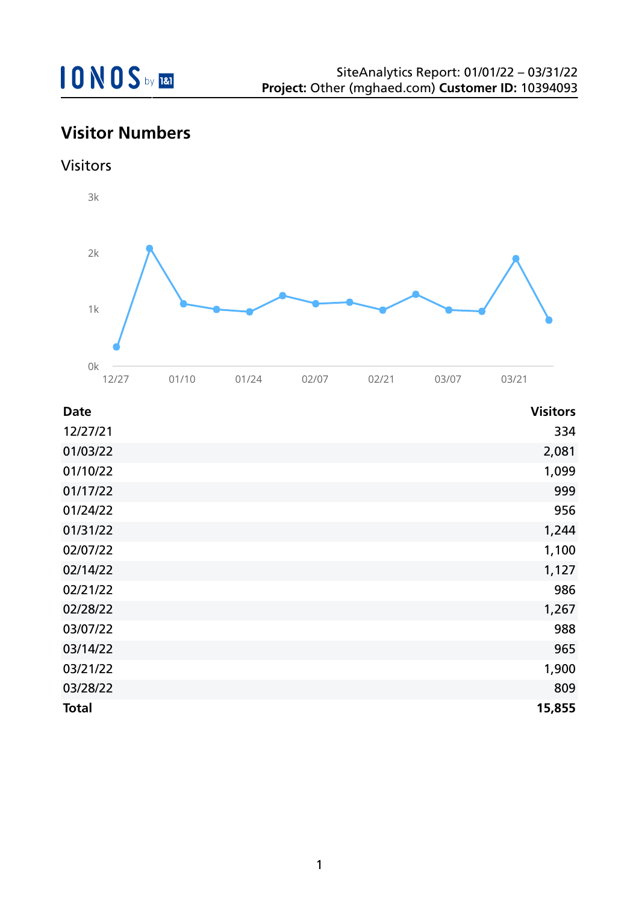IONOS by 1&1

SiteAnalytics Report: 01/01/22 – 03/31/22
**Project:** Other (mghaed.com) **Customer ID:** 10394093

## Visitor Numbers

### Visitors

| Date | Visitors |
| --- | ---: |
| 12/27/21 | 334 |
| 01/03/22 | 2,081 |
| 01/10/22 | 1,099 |
| 01/17/22 | 999 |
| 01/24/22 | 956 |
| 01/31/22 | 1,244 |
| 02/07/22 | 1,100 |
| 02/14/22 | 1,127 |
| 02/21/22 | 986 |
| 02/28/22 | 1,267 |
| 03/07/22 | 988 |
| 03/14/22 | 965 |
| 03/21/22 | 1,900 |
| 03/28/22 | 809 |
| **Total** | **15,855** |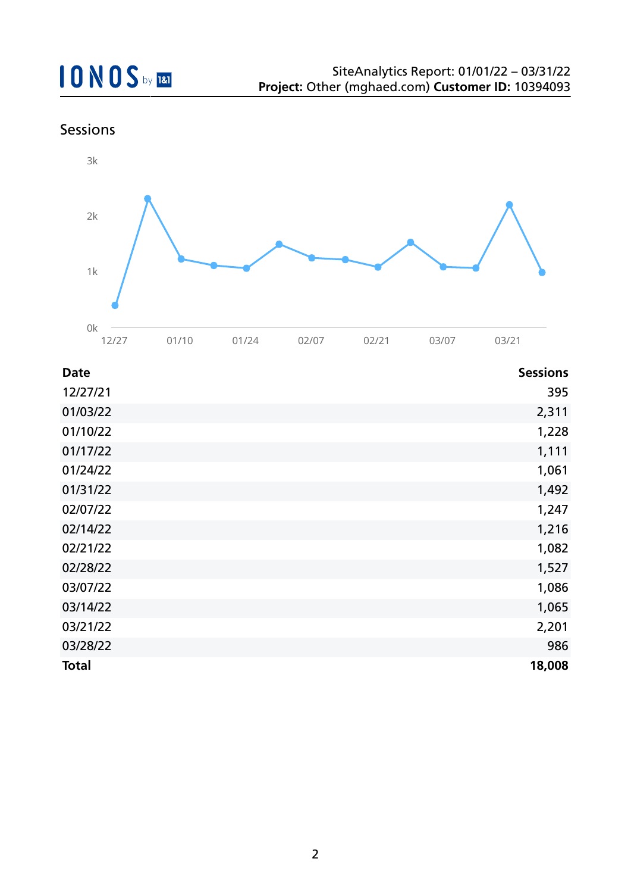## Sessions

| Date | Sessions |
|---|---|
| 12/27/21 | 395 |
| 01/03/22 | 2,311 |
| 01/10/22 | 1,228 |
| 01/17/22 | 1,111 |
| 01/24/22 | 1,061 |
| 01/31/22 | 1,492 |
| 02/07/22 | 1,247 |
| 02/14/22 | 1,216 |
| 02/21/22 | 1,082 |
| 02/28/22 | 1,527 |
| 03/07/22 | 1,086 |
| 03/14/22 | 1,065 |
| 03/21/22 | 2,201 |
| 03/28/22 | 986 |
| **Total** | **18,008** |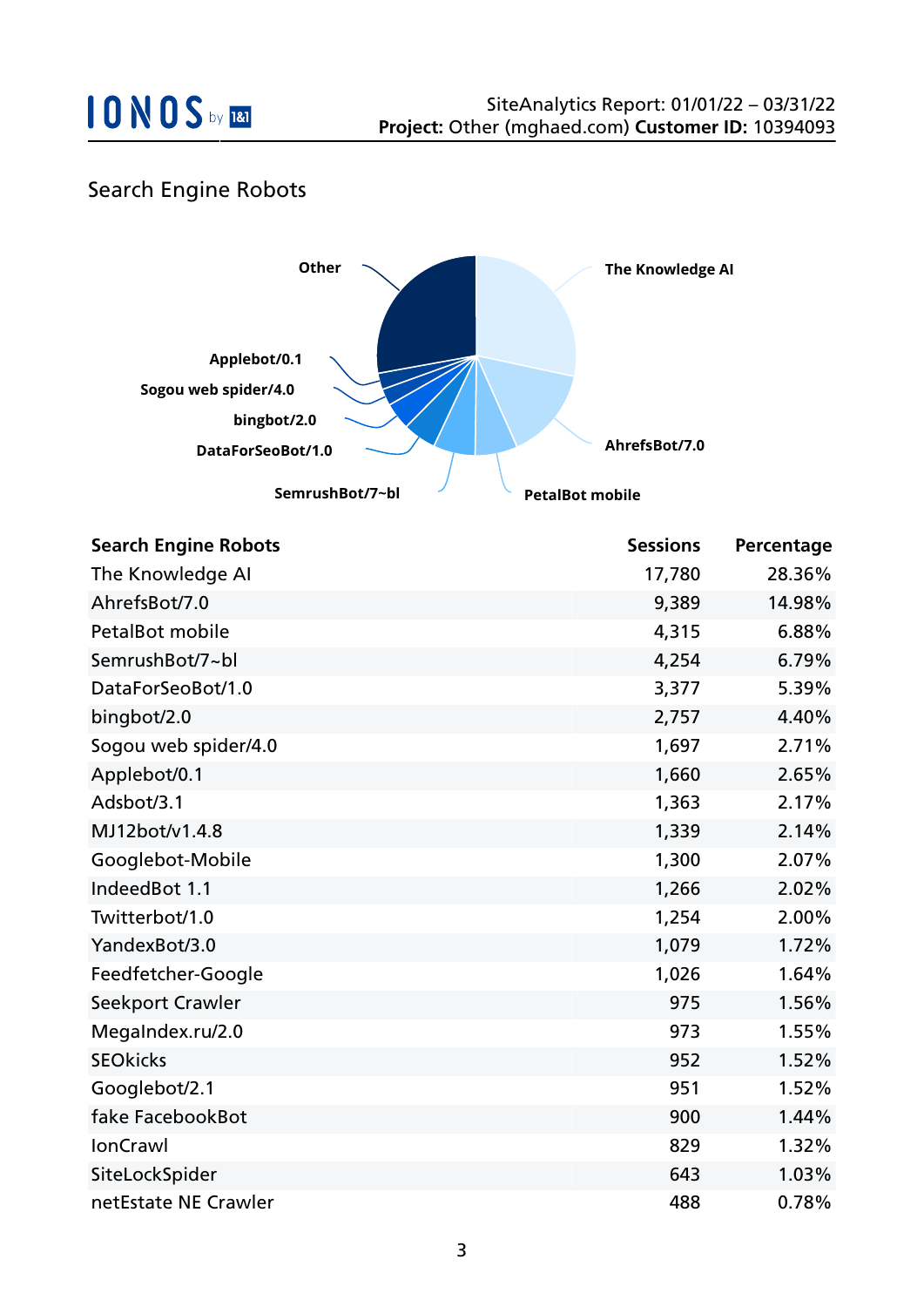## Search Engine Robots

| Search Engine Robots | Sessions | Percentage |
|---|---|---|
| The Knowledge AI | 17,780 | 28.36% |
| AhrefsBot/7.0 | 9,389 | 14.98% |
| PetalBot mobile | 4,315 | 6.88% |
| SemrushBot/7~bl | 4,254 | 6.79% |
| DataForSeoBot/1.0 | 3,377 | 5.39% |
| bingbot/2.0 | 2,757 | 4.40% |
| Sogou web spider/4.0 | 1,697 | 2.71% |
| Applebot/0.1 | 1,660 | 2.65% |
| Adsbot/3.1 | 1,363 | 2.17% |
| MJ12bot/v1.4.8 | 1,339 | 2.14% |
| Googlebot-Mobile | 1,300 | 2.07% |
| IndeedBot 1.1 | 1,266 | 2.02% |
| Twitterbot/1.0 | 1,254 | 2.00% |
| YandexBot/3.0 | 1,079 | 1.72% |
| Feedfetcher-Google | 1,026 | 1.64% |
| Seekport Crawler | 975 | 1.56% |
| MegaIndex.ru/2.0 | 973 | 1.55% |
| SEOkicks | 952 | 1.52% |
| Googlebot/2.1 | 951 | 1.52% |
| fake FacebookBot | 900 | 1.44% |
| IonCrawl | 829 | 1.32% |
| SiteLockSpider | 643 | 1.03% |
| netEstate NE Crawler | 488 | 0.78% |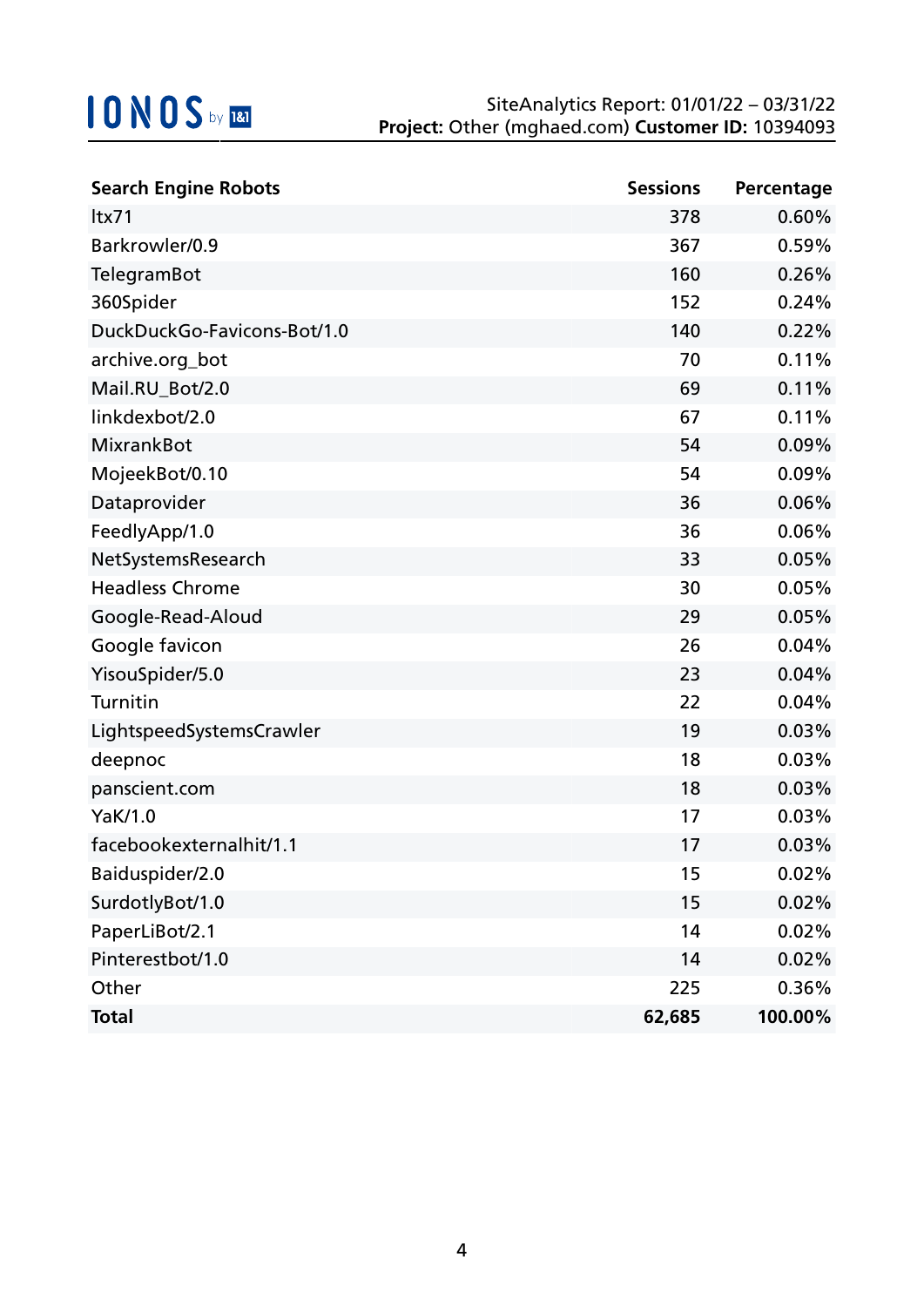| Search Engine Robots | Sessions | Percentage |
|---|---|---|
| ltx71 | 378 | 0.60% |
| Barkrowler/0.9 | 367 | 0.59% |
| TelegramBot | 160 | 0.26% |
| 360Spider | 152 | 0.24% |
| DuckDuckGo-Favicons-Bot/1.0 | 140 | 0.22% |
| archive.org_bot | 70 | 0.11% |
| Mail.RU_Bot/2.0 | 69 | 0.11% |
| linkdexbot/2.0 | 67 | 0.11% |
| MixrankBot | 54 | 0.09% |
| MojeekBot/0.10 | 54 | 0.09% |
| Dataprovider | 36 | 0.06% |
| FeedlyApp/1.0 | 36 | 0.06% |
| NetSystemsResearch | 33 | 0.05% |
| Headless Chrome | 30 | 0.05% |
| Google-Read-Aloud | 29 | 0.05% |
| Google favicon | 26 | 0.04% |
| YisouSpider/5.0 | 23 | 0.04% |
| Turnitin | 22 | 0.04% |
| LightspeedSystemsCrawler | 19 | 0.03% |
| deepnoc | 18 | 0.03% |
| panscient.com | 18 | 0.03% |
| YaK/1.0 | 17 | 0.03% |
| facebookexternalhit/1.1 | 17 | 0.03% |
| Baiduspider/2.0 | 15 | 0.02% |
| SurdotlyBot/1.0 | 15 | 0.02% |
| PaperLiBot/2.1 | 14 | 0.02% |
| Pinterestbot/1.0 | 14 | 0.02% |
| Other | 225 | 0.36% |
| **Total** | **62,685** | **100.00%** |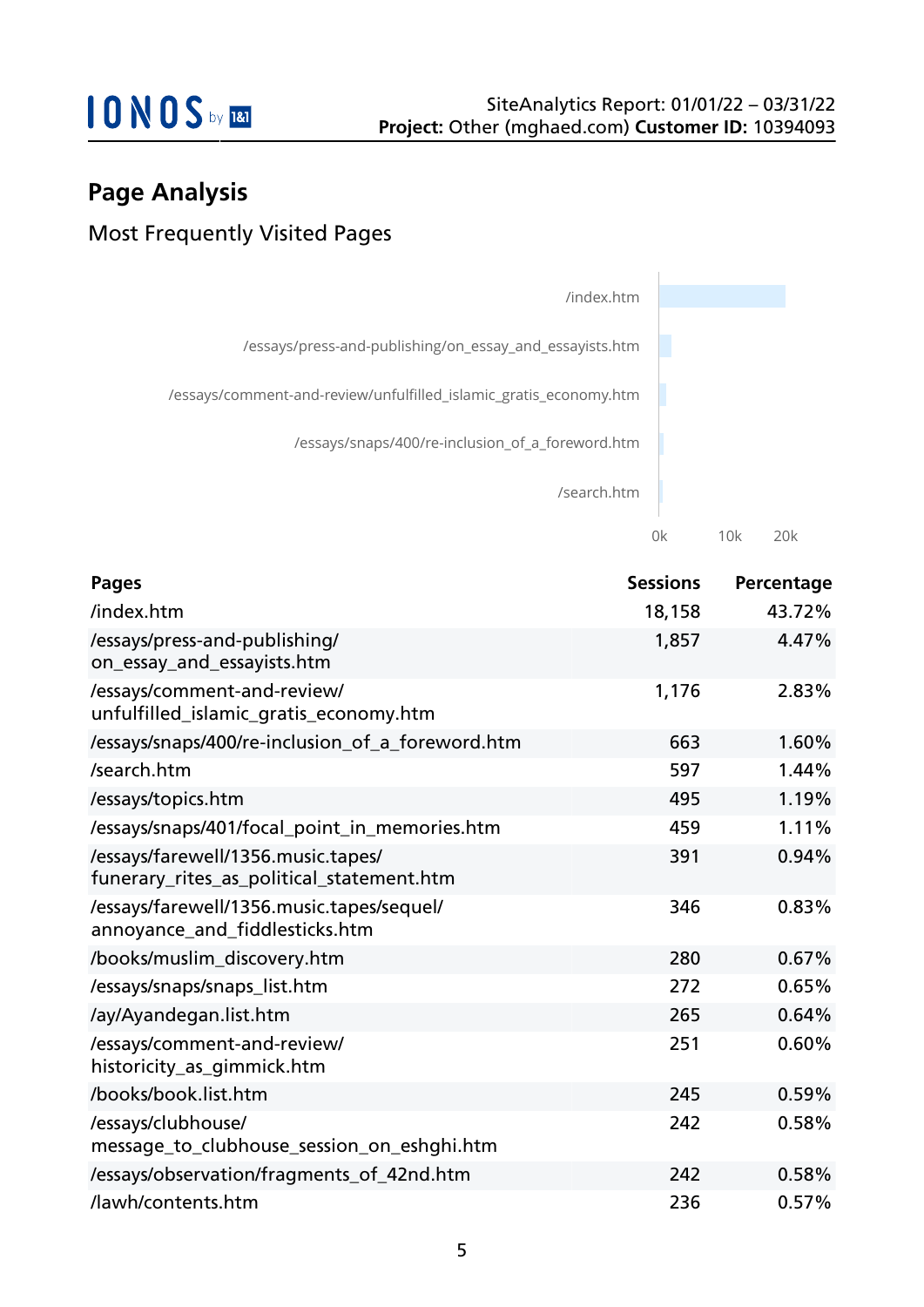## Page Analysis

### Most Frequently Visited Pages

| Pages | Sessions | Percentage |
|---|---|---|
| /index.htm | 18,158 | 43.72% |
| /essays/press-and-publishing/on_essay_and_essayists.htm | 1,857 | 4.47% |
| /essays/comment-and-review/unfulfilled_islamic_gratis_economy.htm | 1,176 | 2.83% |
| /essays/snaps/400/re-inclusion_of_a_foreword.htm | 663 | 1.60% |
| /search.htm | 597 | 1.44% |
| /essays/topics.htm | 495 | 1.19% |
| /essays/snaps/401/focal_point_in_memories.htm | 459 | 1.11% |
| /essays/farewell/1356.music.tapes/funerary_rites_as_political_statement.htm | 391 | 0.94% |
| /essays/farewell/1356.music.tapes/sequel/annoyance_and_fiddlesticks.htm | 346 | 0.83% |
| /books/muslim_discovery.htm | 280 | 0.67% |
| /essays/snaps/snaps_list.htm | 272 | 0.65% |
| /ay/Ayandegan.list.htm | 265 | 0.64% |
| /essays/comment-and-review/historicity_as_gimmick.htm | 251 | 0.60% |
| /books/book.list.htm | 245 | 0.59% |
| /essays/clubhouse/message_to_clubhouse_session_on_eshghi.htm | 242 | 0.58% |
| /essays/observation/fragments_of_42nd.htm | 242 | 0.58% |
| /lawh/contents.htm | 236 | 0.57% |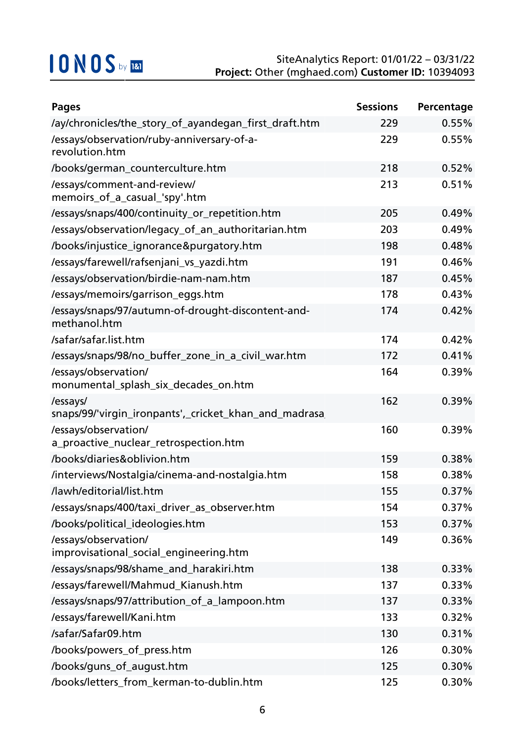| Pages | Sessions | Percentage |
| --- | --- | --- |
| /ay/chronicles/the_story_of_ayandegan_first_draft.htm | 229 | 0.55% |
| /essays/observation/ruby-anniversary-of-a-revolution.htm | 229 | 0.55% |
| /books/german_counterculture.htm | 218 | 0.52% |
| /essays/comment-and-review/memoirs_of_a_casual_'spy'.htm | 213 | 0.51% |
| /essays/snaps/400/continuity_or_repetition.htm | 205 | 0.49% |
| /essays/observation/legacy_of_an_authoritarian.htm | 203 | 0.49% |
| /books/injustice_ignorance&purgatory.htm | 198 | 0.48% |
| /essays/farewell/rafsenjani_vs_yazdi.htm | 191 | 0.46% |
| /essays/observation/birdie-nam-nam.htm | 187 | 0.45% |
| /essays/memoirs/garrison_eggs.htm | 178 | 0.43% |
| /essays/snaps/97/autumn-of-drought-discontent-and-methanol.htm | 174 | 0.42% |
| /safar/safar.list.htm | 174 | 0.42% |
| /essays/snaps/98/no_buffer_zone_in_a_civil_war.htm | 172 | 0.41% |
| /essays/observation/monumental_splash_six_decades_on.htm | 164 | 0.39% |
| /essays/snaps/99/'virgin_ironpants',_cricket_khan_and_madrasa | 162 | 0.39% |
| /essays/observation/a_proactive_nuclear_retrospection.htm | 160 | 0.39% |
| /books/diaries&oblivion.htm | 159 | 0.38% |
| /interviews/Nostalgia/cinema-and-nostalgia.htm | 158 | 0.38% |
| /lawh/editorial/list.htm | 155 | 0.37% |
| /essays/snaps/400/taxi_driver_as_observer.htm | 154 | 0.37% |
| /books/political_ideologies.htm | 153 | 0.37% |
| /essays/observation/improvisational_social_engineering.htm | 149 | 0.36% |
| /essays/snaps/98/shame_and_harakiri.htm | 138 | 0.33% |
| /essays/farewell/Mahmud_Kianush.htm | 137 | 0.33% |
| /essays/snaps/97/attribution_of_a_lampoon.htm | 137 | 0.33% |
| /essays/farewell/Kani.htm | 133 | 0.32% |
| /safar/Safar09.htm | 130 | 0.31% |
| /books/powers_of_press.htm | 126 | 0.30% |
| /books/guns_of_august.htm | 125 | 0.30% |
| /books/letters_from_kerman-to-dublin.htm | 125 | 0.30% |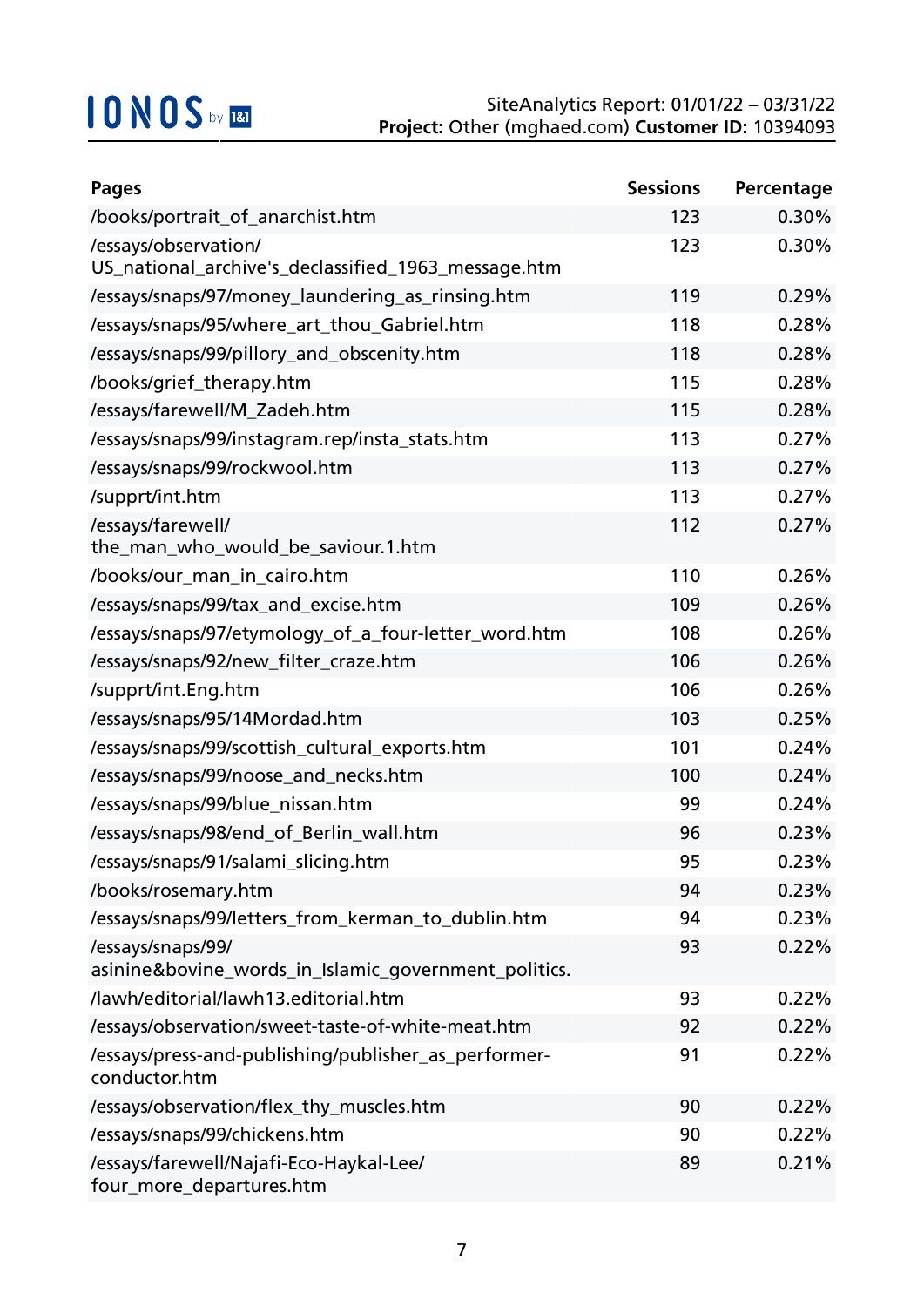| Pages | Sessions | Percentage |
|---|---|---|
| /books/portrait_of_anarchist.htm | 123 | 0.30% |
| /essays/observation/US_national_archive's_declassified_1963_message.htm | 123 | 0.30% |
| /essays/snaps/97/money_laundering_as_rinsing.htm | 119 | 0.29% |
| /essays/snaps/95/where_art_thou_Gabriel.htm | 118 | 0.28% |
| /essays/snaps/99/pillory_and_obscenity.htm | 118 | 0.28% |
| /books/grief_therapy.htm | 115 | 0.28% |
| /essays/farewell/M_Zadeh.htm | 115 | 0.28% |
| /essays/snaps/99/instagram.rep/insta_stats.htm | 113 | 0.27% |
| /essays/snaps/99/rockwool.htm | 113 | 0.27% |
| /supprt/int.htm | 113 | 0.27% |
| /essays/farewell/the_man_who_would_be_saviour.1.htm | 112 | 0.27% |
| /books/our_man_in_cairo.htm | 110 | 0.26% |
| /essays/snaps/99/tax_and_excise.htm | 109 | 0.26% |
| /essays/snaps/97/etymology_of_a_four-letter_word.htm | 108 | 0.26% |
| /essays/snaps/92/new_filter_craze.htm | 106 | 0.26% |
| /supprt/int.Eng.htm | 106 | 0.26% |
| /essays/snaps/95/14Mordad.htm | 103 | 0.25% |
| /essays/snaps/99/scottish_cultural_exports.htm | 101 | 0.24% |
| /essays/snaps/99/noose_and_necks.htm | 100 | 0.24% |
| /essays/snaps/99/blue_nissan.htm | 99 | 0.24% |
| /essays/snaps/98/end_of_Berlin_wall.htm | 96 | 0.23% |
| /essays/snaps/91/salami_slicing.htm | 95 | 0.23% |
| /books/rosemary.htm | 94 | 0.23% |
| /essays/snaps/99/letters_from_kerman_to_dublin.htm | 94 | 0.23% |
| /essays/snaps/99/asinine&bovine_words_in_Islamic_government_politics. | 93 | 0.22% |
| /lawh/editorial/lawh13.editorial.htm | 93 | 0.22% |
| /essays/observation/sweet-taste-of-white-meat.htm | 92 | 0.22% |
| /essays/press-and-publishing/publisher_as_performer-conductor.htm | 91 | 0.22% |
| /essays/observation/flex_thy_muscles.htm | 90 | 0.22% |
| /essays/snaps/99/chickens.htm | 90 | 0.22% |
| /essays/farewell/Najafi-Eco-Haykal-Lee/four_more_departures.htm | 89 | 0.21% |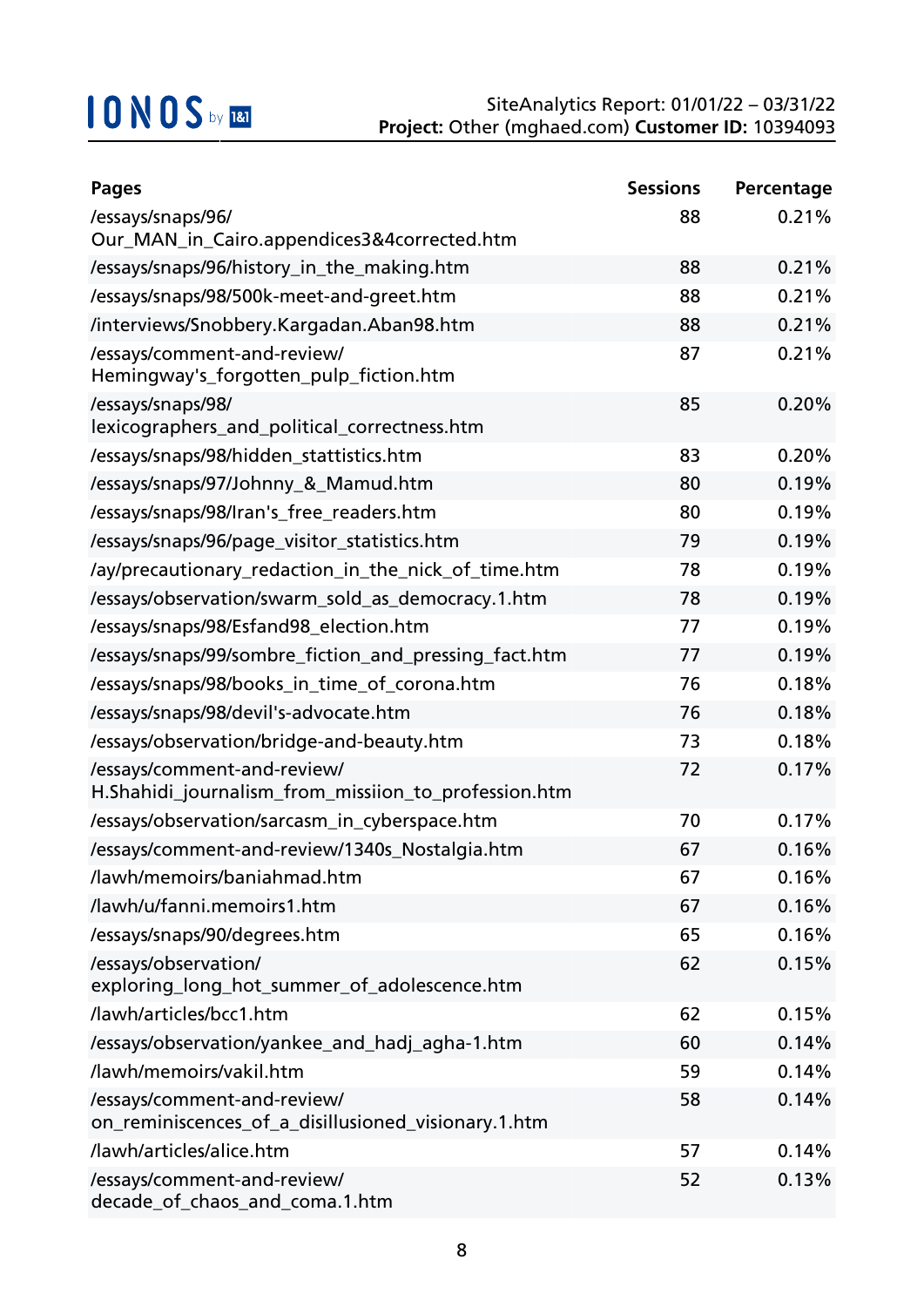| Pages | Sessions | Percentage |
| --- | --- | --- |
| /essays/snaps/96/Our_MAN_in_Cairo.appendices3&4corrected.htm | 88 | 0.21% |
| /essays/snaps/96/history_in_the_making.htm | 88 | 0.21% |
| /essays/snaps/98/500k-meet-and-greet.htm | 88 | 0.21% |
| /interviews/Snobbery.Kargadan.Aban98.htm | 88 | 0.21% |
| /essays/comment-and-review/Hemingway's_forgotten_pulp_fiction.htm | 87 | 0.21% |
| /essays/snaps/98/lexicographers_and_political_correctness.htm | 85 | 0.20% |
| /essays/snaps/98/hidden_stattistics.htm | 83 | 0.20% |
| /essays/snaps/97/Johnny_&_Mamud.htm | 80 | 0.19% |
| /essays/snaps/98/Iran's_free_readers.htm | 80 | 0.19% |
| /essays/snaps/96/page_visitor_statistics.htm | 79 | 0.19% |
| /ay/precautionary_redaction_in_the_nick_of_time.htm | 78 | 0.19% |
| /essays/observation/swarm_sold_as_democracy.1.htm | 78 | 0.19% |
| /essays/snaps/98/Esfand98_election.htm | 77 | 0.19% |
| /essays/snaps/99/sombre_fiction_and_pressing_fact.htm | 77 | 0.19% |
| /essays/snaps/98/books_in_time_of_corona.htm | 76 | 0.18% |
| /essays/snaps/98/devil's-advocate.htm | 76 | 0.18% |
| /essays/observation/bridge-and-beauty.htm | 73 | 0.18% |
| /essays/comment-and-review/H.Shahidi_journalism_from_missiion_to_profession.htm | 72 | 0.17% |
| /essays/observation/sarcasm_in_cyberspace.htm | 70 | 0.17% |
| /essays/comment-and-review/1340s_Nostalgia.htm | 67 | 0.16% |
| /lawh/memoirs/baniahmad.htm | 67 | 0.16% |
| /lawh/u/fanni.memoirs1.htm | 67 | 0.16% |
| /essays/snaps/90/degrees.htm | 65 | 0.16% |
| /essays/observation/exploring_long_hot_summer_of_adolescence.htm | 62 | 0.15% |
| /lawh/articles/bcc1.htm | 62 | 0.15% |
| /essays/observation/yankee_and_hadj_agha-1.htm | 60 | 0.14% |
| /lawh/memoirs/vakil.htm | 59 | 0.14% |
| /essays/comment-and-review/on_reminiscences_of_a_disillusioned_visionary.1.htm | 58 | 0.14% |
| /lawh/articles/alice.htm | 57 | 0.14% |
| /essays/comment-and-review/decade_of_chaos_and_coma.1.htm | 52 | 0.13% |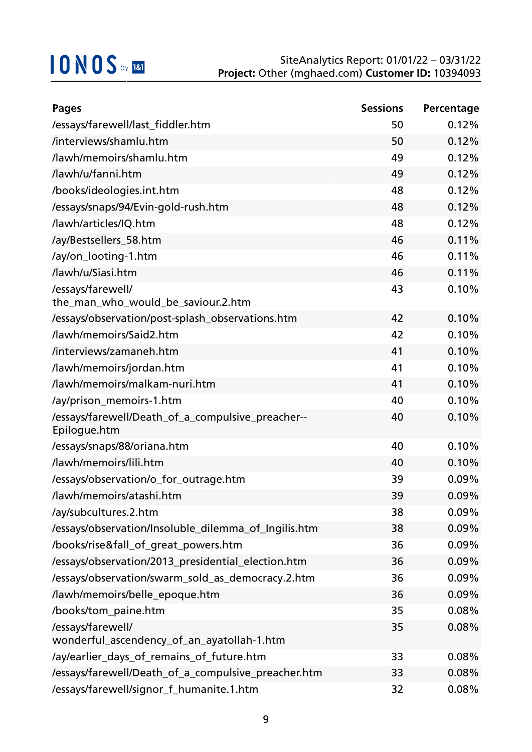| Pages | Sessions | Percentage |
|---|---|---|
| /essays/farewell/last_fiddler.htm | 50 | 0.12% |
| /interviews/shamlu.htm | 50 | 0.12% |
| /lawh/memoirs/shamlu.htm | 49 | 0.12% |
| /lawh/u/fanni.htm | 49 | 0.12% |
| /books/ideologies.int.htm | 48 | 0.12% |
| /essays/snaps/94/Evin-gold-rush.htm | 48 | 0.12% |
| /lawh/articles/IQ.htm | 48 | 0.12% |
| /ay/Bestsellers_58.htm | 46 | 0.11% |
| /ay/on_looting-1.htm | 46 | 0.11% |
| /lawh/u/Siasi.htm | 46 | 0.11% |
| /essays/farewell/the_man_who_would_be_saviour.2.htm | 43 | 0.10% |
| /essays/observation/post-splash_observations.htm | 42 | 0.10% |
| /lawh/memoirs/Said2.htm | 42 | 0.10% |
| /interviews/zamaneh.htm | 41 | 0.10% |
| /lawh/memoirs/jordan.htm | 41 | 0.10% |
| /lawh/memoirs/malkam-nuri.htm | 41 | 0.10% |
| /ay/prison_memoirs-1.htm | 40 | 0.10% |
| /essays/farewell/Death_of_a_compulsive_preacher--Epilogue.htm | 40 | 0.10% |
| /essays/snaps/88/oriana.htm | 40 | 0.10% |
| /lawh/memoirs/lili.htm | 40 | 0.10% |
| /essays/observation/o_for_outrage.htm | 39 | 0.09% |
| /lawh/memoirs/atashi.htm | 39 | 0.09% |
| /ay/subcultures.2.htm | 38 | 0.09% |
| /essays/observation/Insoluble_dilemma_of_Ingilis.htm | 38 | 0.09% |
| /books/rise&fall_of_great_powers.htm | 36 | 0.09% |
| /essays/observation/2013_presidential_election.htm | 36 | 0.09% |
| /essays/observation/swarm_sold_as_democracy.2.htm | 36 | 0.09% |
| /lawh/memoirs/belle_epoque.htm | 36 | 0.09% |
| /books/tom_paine.htm | 35 | 0.08% |
| /essays/farewell/wonderful_ascendency_of_an_ayatollah-1.htm | 35 | 0.08% |
| /ay/earlier_days_of_remains_of_future.htm | 33 | 0.08% |
| /essays/farewell/Death_of_a_compulsive_preacher.htm | 33 | 0.08% |
| /essays/farewell/signor_f_humanite.1.htm | 32 | 0.08% |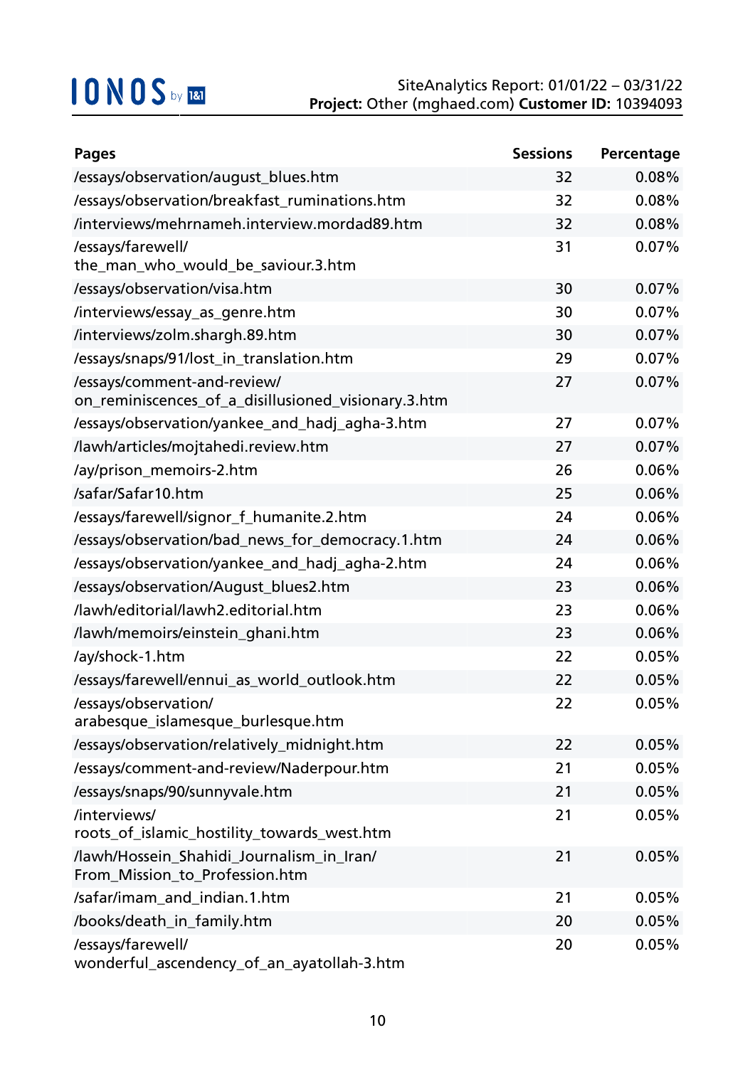SiteAnalytics Report: 01/01/22 – 03/31/22
**Project:** Other (mghaed.com) **Customer ID:** 10394093

| Pages | Sessions | Percentage |
|---|---|---|
| /essays/observation/august_blues.htm | 32 | 0.08% |
| /essays/observation/breakfast_ruminations.htm | 32 | 0.08% |
| /interviews/mehrnameh.interview.mordad89.htm | 32 | 0.08% |
| /essays/farewell/the_man_who_would_be_saviour.3.htm | 31 | 0.07% |
| /essays/observation/visa.htm | 30 | 0.07% |
| /interviews/essay_as_genre.htm | 30 | 0.07% |
| /interviews/zolm.shargh.89.htm | 30 | 0.07% |
| /essays/snaps/91/lost_in_translation.htm | 29 | 0.07% |
| /essays/comment-and-review/on_reminiscences_of_a_disillusioned_visionary.3.htm | 27 | 0.07% |
| /essays/observation/yankee_and_hadj_agha-3.htm | 27 | 0.07% |
| /lawh/articles/mojtahedi.review.htm | 27 | 0.07% |
| /ay/prison_memoirs-2.htm | 26 | 0.06% |
| /safar/Safar10.htm | 25 | 0.06% |
| /essays/farewell/signor_f_humanite.2.htm | 24 | 0.06% |
| /essays/observation/bad_news_for_democracy.1.htm | 24 | 0.06% |
| /essays/observation/yankee_and_hadj_agha-2.htm | 24 | 0.06% |
| /essays/observation/August_blues2.htm | 23 | 0.06% |
| /lawh/editorial/lawh2.editorial.htm | 23 | 0.06% |
| /lawh/memoirs/einstein_ghani.htm | 23 | 0.06% |
| /ay/shock-1.htm | 22 | 0.05% |
| /essays/farewell/ennui_as_world_outlook.htm | 22 | 0.05% |
| /essays/observation/arabesque_islamesque_burlesque.htm | 22 | 0.05% |
| /essays/observation/relatively_midnight.htm | 22 | 0.05% |
| /essays/comment-and-review/Naderpour.htm | 21 | 0.05% |
| /essays/snaps/90/sunnyvale.htm | 21 | 0.05% |
| /interviews/roots_of_islamic_hostility_towards_west.htm | 21 | 0.05% |
| /lawh/Hossein_Shahidi_Journalism_in_Iran/From_Mission_to_Profession.htm | 21 | 0.05% |
| /safar/imam_and_indian.1.htm | 21 | 0.05% |
| /books/death_in_family.htm | 20 | 0.05% |
| /essays/farewell/wonderful_ascendency_of_an_ayatollah-3.htm | 20 | 0.05% |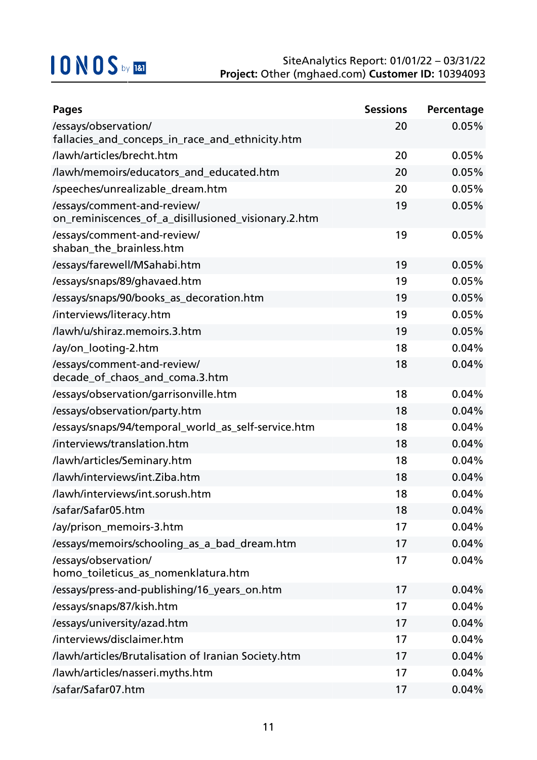| Pages | Sessions | Percentage |
|---|---|---|
| /essays/observation/fallacies_and_conceps_in_race_and_ethnicity.htm | 20 | 0.05% |
| /lawh/articles/brecht.htm | 20 | 0.05% |
| /lawh/memoirs/educators_and_educated.htm | 20 | 0.05% |
| /speeches/unrealizable_dream.htm | 20 | 0.05% |
| /essays/comment-and-review/on_reminiscences_of_a_disillusioned_visionary.2.htm | 19 | 0.05% |
| /essays/comment-and-review/shaban_the_brainless.htm | 19 | 0.05% |
| /essays/farewell/MSahabi.htm | 19 | 0.05% |
| /essays/snaps/89/ghavaed.htm | 19 | 0.05% |
| /essays/snaps/90/books_as_decoration.htm | 19 | 0.05% |
| /interviews/literacy.htm | 19 | 0.05% |
| /lawh/u/shiraz.memoirs.3.htm | 19 | 0.05% |
| /ay/on_looting-2.htm | 18 | 0.04% |
| /essays/comment-and-review/decade_of_chaos_and_coma.3.htm | 18 | 0.04% |
| /essays/observation/garrisonville.htm | 18 | 0.04% |
| /essays/observation/party.htm | 18 | 0.04% |
| /essays/snaps/94/temporal_world_as_self-service.htm | 18 | 0.04% |
| /interviews/translation.htm | 18 | 0.04% |
| /lawh/articles/Seminary.htm | 18 | 0.04% |
| /lawh/interviews/int.Ziba.htm | 18 | 0.04% |
| /lawh/interviews/int.sorush.htm | 18 | 0.04% |
| /safar/Safar05.htm | 18 | 0.04% |
| /ay/prison_memoirs-3.htm | 17 | 0.04% |
| /essays/memoirs/schooling_as_a_bad_dream.htm | 17 | 0.04% |
| /essays/observation/homo_toileticus_as_nomenklatura.htm | 17 | 0.04% |
| /essays/press-and-publishing/16_years_on.htm | 17 | 0.04% |
| /essays/snaps/87/kish.htm | 17 | 0.04% |
| /essays/university/azad.htm | 17 | 0.04% |
| /interviews/disclaimer.htm | 17 | 0.04% |
| /lawh/articles/Brutalisation of Iranian Society.htm | 17 | 0.04% |
| /lawh/articles/nasseri.myths.htm | 17 | 0.04% |
| /safar/Safar07.htm | 17 | 0.04% |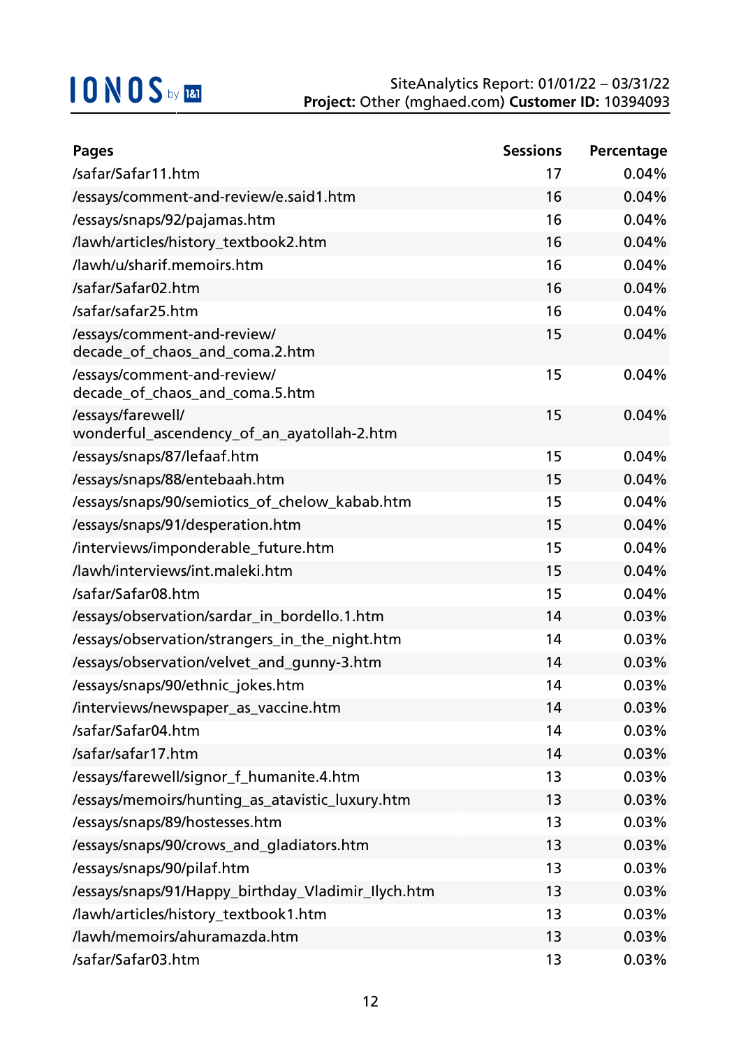| Pages | Sessions | Percentage |
| --- | --- | --- |
| /safar/Safar11.htm | 17 | 0.04% |
| /essays/comment-and-review/e.said1.htm | 16 | 0.04% |
| /essays/snaps/92/pajamas.htm | 16 | 0.04% |
| /lawh/articles/history_textbook2.htm | 16 | 0.04% |
| /lawh/u/sharif.memoirs.htm | 16 | 0.04% |
| /safar/Safar02.htm | 16 | 0.04% |
| /safar/safar25.htm | 16 | 0.04% |
| /essays/comment-and-review/decade_of_chaos_and_coma.2.htm | 15 | 0.04% |
| /essays/comment-and-review/decade_of_chaos_and_coma.5.htm | 15 | 0.04% |
| /essays/farewell/wonderful_ascendency_of_an_ayatollah-2.htm | 15 | 0.04% |
| /essays/snaps/87/lefaaf.htm | 15 | 0.04% |
| /essays/snaps/88/entebaah.htm | 15 | 0.04% |
| /essays/snaps/90/semiotics_of_chelow_kabab.htm | 15 | 0.04% |
| /essays/snaps/91/desperation.htm | 15 | 0.04% |
| /interviews/imponderable_future.htm | 15 | 0.04% |
| /lawh/interviews/int.maleki.htm | 15 | 0.04% |
| /safar/Safar08.htm | 15 | 0.04% |
| /essays/observation/sardar_in_bordello.1.htm | 14 | 0.03% |
| /essays/observation/strangers_in_the_night.htm | 14 | 0.03% |
| /essays/observation/velvet_and_gunny-3.htm | 14 | 0.03% |
| /essays/snaps/90/ethnic_jokes.htm | 14 | 0.03% |
| /interviews/newspaper_as_vaccine.htm | 14 | 0.03% |
| /safar/Safar04.htm | 14 | 0.03% |
| /safar/safar17.htm | 14 | 0.03% |
| /essays/farewell/signor_f_humanite.4.htm | 13 | 0.03% |
| /essays/memoirs/hunting_as_atavistic_luxury.htm | 13 | 0.03% |
| /essays/snaps/89/hostesses.htm | 13 | 0.03% |
| /essays/snaps/90/crows_and_gladiators.htm | 13 | 0.03% |
| /essays/snaps/90/pilaf.htm | 13 | 0.03% |
| /essays/snaps/91/Happy_birthday_Vladimir_Ilych.htm | 13 | 0.03% |
| /lawh/articles/history_textbook1.htm | 13 | 0.03% |
| /lawh/memoirs/ahuramazda.htm | 13 | 0.03% |
| /safar/Safar03.htm | 13 | 0.03% |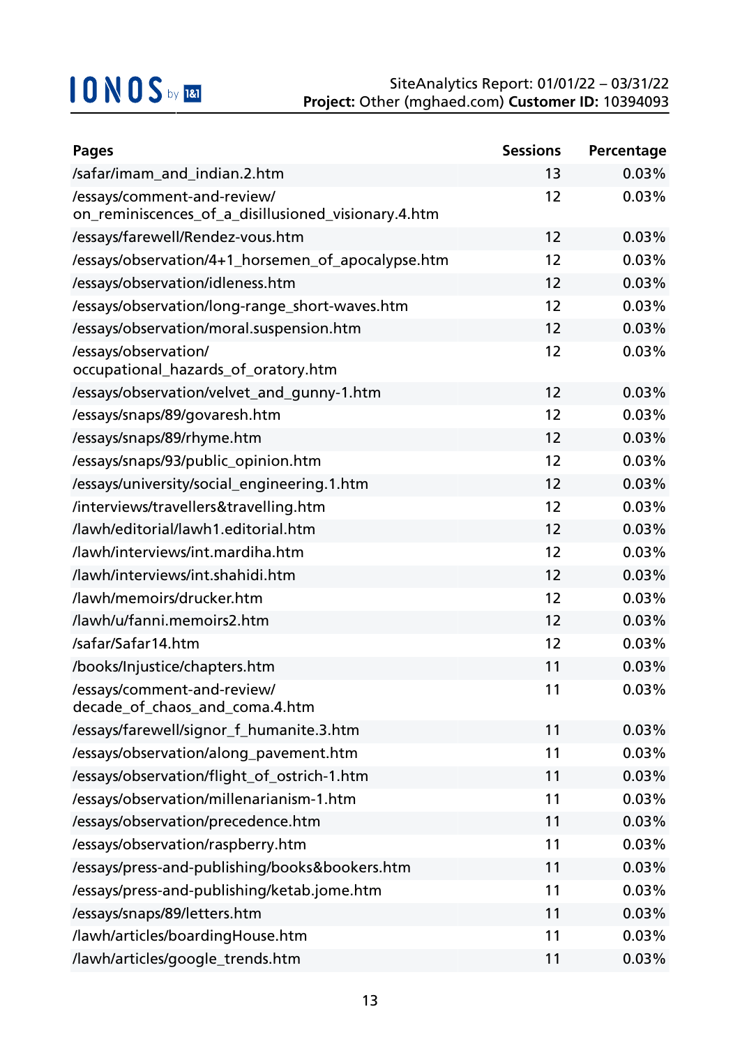| Pages | Sessions | Percentage |
|---|---|---|
| /safar/imam_and_indian.2.htm | 13 | 0.03% |
| /essays/comment-and-review/on_reminiscences_of_a_disillusioned_visionary.4.htm | 12 | 0.03% |
| /essays/farewell/Rendez-vous.htm | 12 | 0.03% |
| /essays/observation/4+1_horsemen_of_apocalypse.htm | 12 | 0.03% |
| /essays/observation/idleness.htm | 12 | 0.03% |
| /essays/observation/long-range_short-waves.htm | 12 | 0.03% |
| /essays/observation/moral.suspension.htm | 12 | 0.03% |
| /essays/observation/occupational_hazards_of_oratory.htm | 12 | 0.03% |
| /essays/observation/velvet_and_gunny-1.htm | 12 | 0.03% |
| /essays/snaps/89/govaresh.htm | 12 | 0.03% |
| /essays/snaps/89/rhyme.htm | 12 | 0.03% |
| /essays/snaps/93/public_opinion.htm | 12 | 0.03% |
| /essays/university/social_engineering.1.htm | 12 | 0.03% |
| /interviews/travellers&travelling.htm | 12 | 0.03% |
| /lawh/editorial/lawh1.editorial.htm | 12 | 0.03% |
| /lawh/interviews/int.mardiha.htm | 12 | 0.03% |
| /lawh/interviews/int.shahidi.htm | 12 | 0.03% |
| /lawh/memoirs/drucker.htm | 12 | 0.03% |
| /lawh/u/fanni.memoirs2.htm | 12 | 0.03% |
| /safar/Safar14.htm | 12 | 0.03% |
| /books/Injustice/chapters.htm | 11 | 0.03% |
| /essays/comment-and-review/decade_of_chaos_and_coma.4.htm | 11 | 0.03% |
| /essays/farewell/signor_f_humanite.3.htm | 11 | 0.03% |
| /essays/observation/along_pavement.htm | 11 | 0.03% |
| /essays/observation/flight_of_ostrich-1.htm | 11 | 0.03% |
| /essays/observation/millenarianism-1.htm | 11 | 0.03% |
| /essays/observation/precedence.htm | 11 | 0.03% |
| /essays/observation/raspberry.htm | 11 | 0.03% |
| /essays/press-and-publishing/books&bookers.htm | 11 | 0.03% |
| /essays/press-and-publishing/ketab.jome.htm | 11 | 0.03% |
| /essays/snaps/89/letters.htm | 11 | 0.03% |
| /lawh/articles/boardingHouse.htm | 11 | 0.03% |
| /lawh/articles/google_trends.htm | 11 | 0.03% |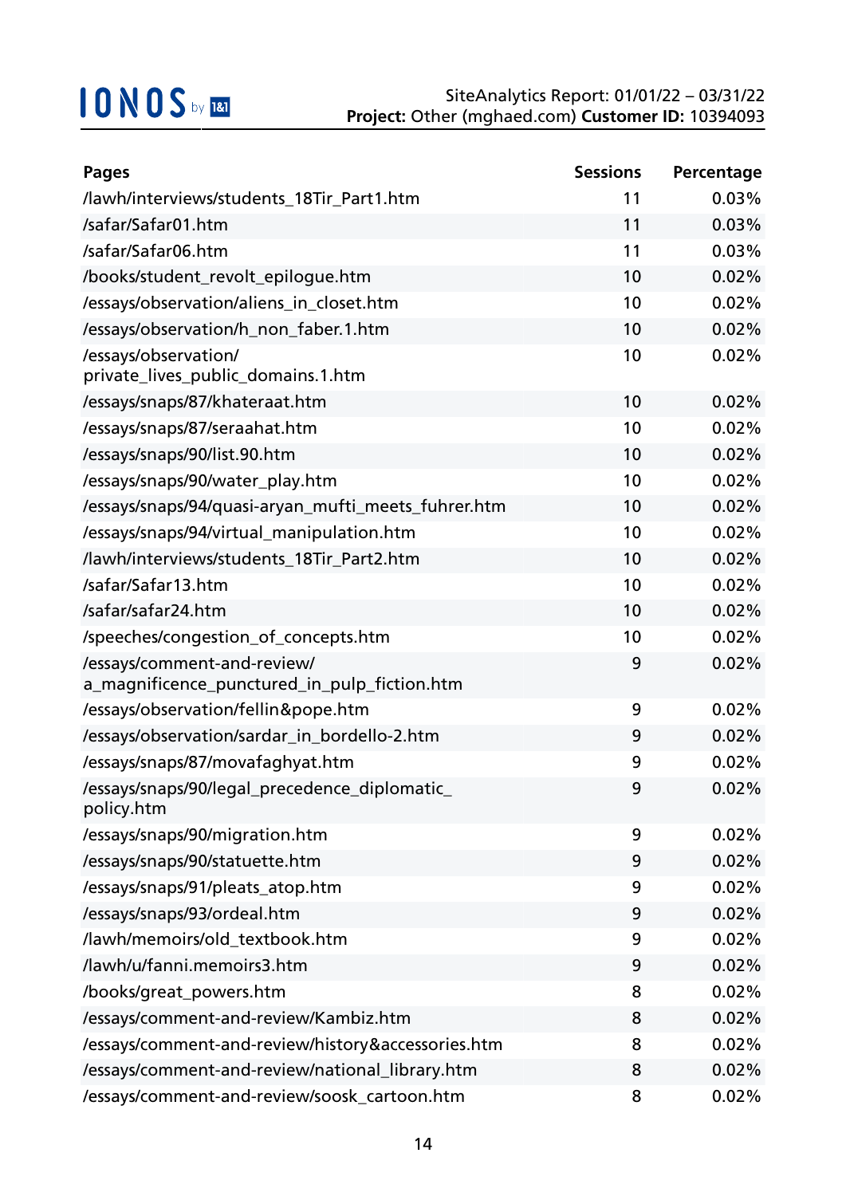| Pages | Sessions | Percentage |
|---|---|---|
| /lawh/interviews/students_18Tir_Part1.htm | 11 | 0.03% |
| /safar/Safar01.htm | 11 | 0.03% |
| /safar/Safar06.htm | 11 | 0.03% |
| /books/student_revolt_epilogue.htm | 10 | 0.02% |
| /essays/observation/aliens_in_closet.htm | 10 | 0.02% |
| /essays/observation/h_non_faber.1.htm | 10 | 0.02% |
| /essays/observation/private_lives_public_domains.1.htm | 10 | 0.02% |
| /essays/snaps/87/khateraat.htm | 10 | 0.02% |
| /essays/snaps/87/seraahat.htm | 10 | 0.02% |
| /essays/snaps/90/list.90.htm | 10 | 0.02% |
| /essays/snaps/90/water_play.htm | 10 | 0.02% |
| /essays/snaps/94/quasi-aryan_mufti_meets_fuhrer.htm | 10 | 0.02% |
| /essays/snaps/94/virtual_manipulation.htm | 10 | 0.02% |
| /lawh/interviews/students_18Tir_Part2.htm | 10 | 0.02% |
| /safar/Safar13.htm | 10 | 0.02% |
| /safar/safar24.htm | 10 | 0.02% |
| /speeches/congestion_of_concepts.htm | 10 | 0.02% |
| /essays/comment-and-review/a_magnificence_punctured_in_pulp_fiction.htm | 9 | 0.02% |
| /essays/observation/fellin&pope.htm | 9 | 0.02% |
| /essays/observation/sardar_in_bordello-2.htm | 9 | 0.02% |
| /essays/snaps/87/movafaghyat.htm | 9 | 0.02% |
| /essays/snaps/90/legal_precedence_diplomatic_policy.htm | 9 | 0.02% |
| /essays/snaps/90/migration.htm | 9 | 0.02% |
| /essays/snaps/90/statuette.htm | 9 | 0.02% |
| /essays/snaps/91/pleats_atop.htm | 9 | 0.02% |
| /essays/snaps/93/ordeal.htm | 9 | 0.02% |
| /lawh/memoirs/old_textbook.htm | 9 | 0.02% |
| /lawh/u/fanni.memoirs3.htm | 9 | 0.02% |
| /books/great_powers.htm | 8 | 0.02% |
| /essays/comment-and-review/Kambiz.htm | 8 | 0.02% |
| /essays/comment-and-review/history&accessories.htm | 8 | 0.02% |
| /essays/comment-and-review/national_library.htm | 8 | 0.02% |
| /essays/comment-and-review/soosk_cartoon.htm | 8 | 0.02% |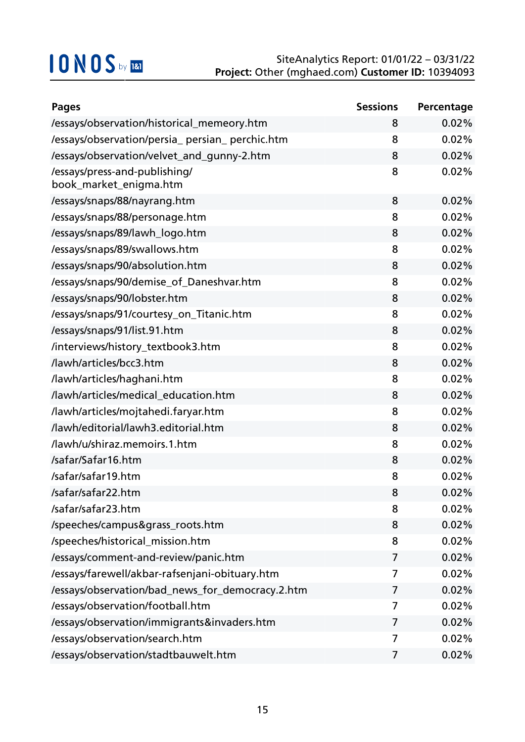| Pages | Sessions | Percentage |
|---|---|---|
| /essays/observation/historical_memeory.htm | 8 | 0.02% |
| /essays/observation/persia_ persian_ perchic.htm | 8 | 0.02% |
| /essays/observation/velvet_and_gunny-2.htm | 8 | 0.02% |
| /essays/press-and-publishing/book_market_enigma.htm | 8 | 0.02% |
| /essays/snaps/88/nayrang.htm | 8 | 0.02% |
| /essays/snaps/88/personage.htm | 8 | 0.02% |
| /essays/snaps/89/lawh_logo.htm | 8 | 0.02% |
| /essays/snaps/89/swallows.htm | 8 | 0.02% |
| /essays/snaps/90/absolution.htm | 8 | 0.02% |
| /essays/snaps/90/demise_of_Daneshvar.htm | 8 | 0.02% |
| /essays/snaps/90/lobster.htm | 8 | 0.02% |
| /essays/snaps/91/courtesy_on_Titanic.htm | 8 | 0.02% |
| /essays/snaps/91/list.91.htm | 8 | 0.02% |
| /interviews/history_textbook3.htm | 8 | 0.02% |
| /lawh/articles/bcc3.htm | 8 | 0.02% |
| /lawh/articles/haghani.htm | 8 | 0.02% |
| /lawh/articles/medical_education.htm | 8 | 0.02% |
| /lawh/articles/mojtahedi.faryar.htm | 8 | 0.02% |
| /lawh/editorial/lawh3.editorial.htm | 8 | 0.02% |
| /lawh/u/shiraz.memoirs.1.htm | 8 | 0.02% |
| /safar/Safar16.htm | 8 | 0.02% |
| /safar/safar19.htm | 8 | 0.02% |
| /safar/safar22.htm | 8 | 0.02% |
| /safar/safar23.htm | 8 | 0.02% |
| /speeches/campus&grass_roots.htm | 8 | 0.02% |
| /speeches/historical_mission.htm | 8 | 0.02% |
| /essays/comment-and-review/panic.htm | 7 | 0.02% |
| /essays/farewell/akbar-rafsenjani-obituary.htm | 7 | 0.02% |
| /essays/observation/bad_news_for_democracy.2.htm | 7 | 0.02% |
| /essays/observation/football.htm | 7 | 0.02% |
| /essays/observation/immigrants&invaders.htm | 7 | 0.02% |
| /essays/observation/search.htm | 7 | 0.02% |
| /essays/observation/stadtbauwelt.htm | 7 | 0.02% |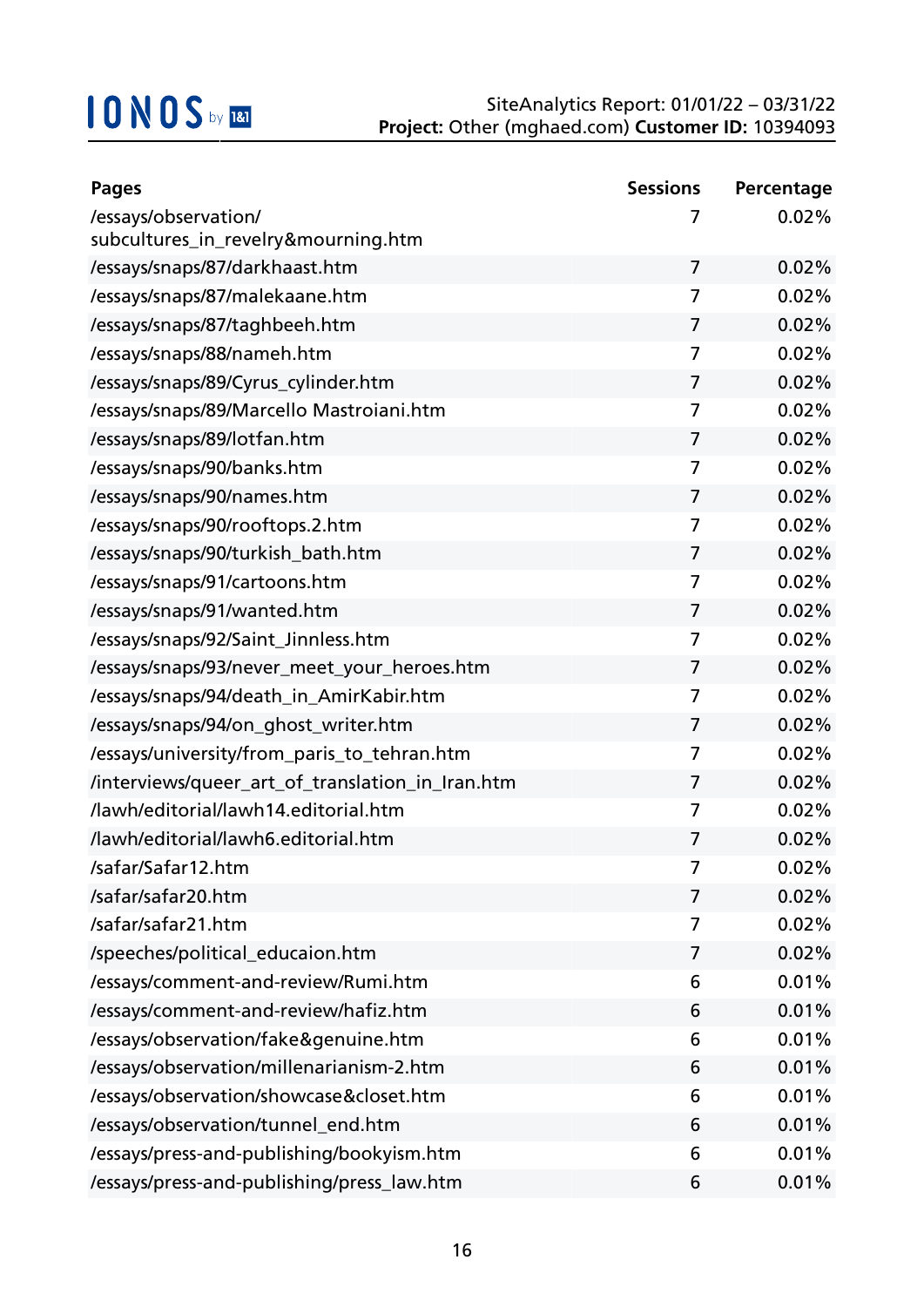IONOS by 1&1

SiteAnalytics Report: 01/01/22 – 03/31/22
**Project:** Other (mghaed.com) **Customer ID:** 10394093

| Pages | Sessions | Percentage |
|---|---|---|
| /essays/observation/subcultures_in_revelry&mourning.htm | 7 | 0.02% |
| /essays/snaps/87/darkhaast.htm | 7 | 0.02% |
| /essays/snaps/87/malekaane.htm | 7 | 0.02% |
| /essays/snaps/87/taghbeeh.htm | 7 | 0.02% |
| /essays/snaps/88/nameh.htm | 7 | 0.02% |
| /essays/snaps/89/Cyrus_cylinder.htm | 7 | 0.02% |
| /essays/snaps/89/Marcello Mastroiani.htm | 7 | 0.02% |
| /essays/snaps/89/lotfan.htm | 7 | 0.02% |
| /essays/snaps/90/banks.htm | 7 | 0.02% |
| /essays/snaps/90/names.htm | 7 | 0.02% |
| /essays/snaps/90/rooftops.2.htm | 7 | 0.02% |
| /essays/snaps/90/turkish_bath.htm | 7 | 0.02% |
| /essays/snaps/91/cartoons.htm | 7 | 0.02% |
| /essays/snaps/91/wanted.htm | 7 | 0.02% |
| /essays/snaps/92/Saint_Jinnless.htm | 7 | 0.02% |
| /essays/snaps/93/never_meet_your_heroes.htm | 7 | 0.02% |
| /essays/snaps/94/death_in_AmirKabir.htm | 7 | 0.02% |
| /essays/snaps/94/on_ghost_writer.htm | 7 | 0.02% |
| /essays/university/from_paris_to_tehran.htm | 7 | 0.02% |
| /interviews/queer_art_of_translation_in_Iran.htm | 7 | 0.02% |
| /lawh/editorial/lawh14.editorial.htm | 7 | 0.02% |
| /lawh/editorial/lawh6.editorial.htm | 7 | 0.02% |
| /safar/Safar12.htm | 7 | 0.02% |
| /safar/safar20.htm | 7 | 0.02% |
| /safar/safar21.htm | 7 | 0.02% |
| /speeches/political_educaion.htm | 7 | 0.02% |
| /essays/comment-and-review/Rumi.htm | 6 | 0.01% |
| /essays/comment-and-review/hafiz.htm | 6 | 0.01% |
| /essays/observation/fake&genuine.htm | 6 | 0.01% |
| /essays/observation/millenarianism-2.htm | 6 | 0.01% |
| /essays/observation/showcase&closet.htm | 6 | 0.01% |
| /essays/observation/tunnel_end.htm | 6 | 0.01% |
| /essays/press-and-publishing/bookyism.htm | 6 | 0.01% |
| /essays/press-and-publishing/press_law.htm | 6 | 0.01% |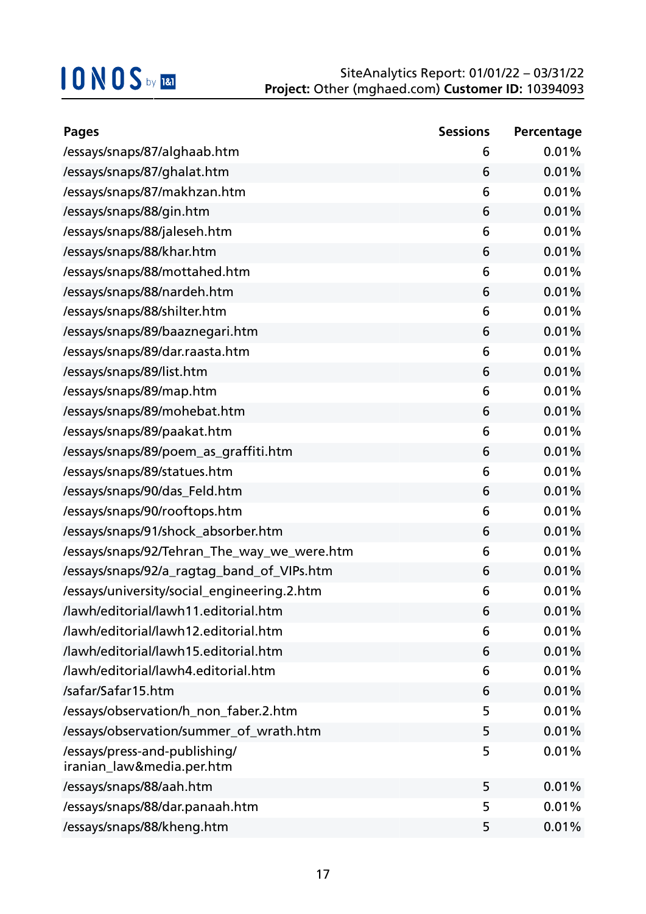| Pages | Sessions | Percentage |
|---|---|---|
| /essays/snaps/87/alghaab.htm | 6 | 0.01% |
| /essays/snaps/87/ghalat.htm | 6 | 0.01% |
| /essays/snaps/87/makhzan.htm | 6 | 0.01% |
| /essays/snaps/88/gin.htm | 6 | 0.01% |
| /essays/snaps/88/jaleseh.htm | 6 | 0.01% |
| /essays/snaps/88/khar.htm | 6 | 0.01% |
| /essays/snaps/88/mottahed.htm | 6 | 0.01% |
| /essays/snaps/88/nardeh.htm | 6 | 0.01% |
| /essays/snaps/88/shilter.htm | 6 | 0.01% |
| /essays/snaps/89/baaznegari.htm | 6 | 0.01% |
| /essays/snaps/89/dar.raasta.htm | 6 | 0.01% |
| /essays/snaps/89/list.htm | 6 | 0.01% |
| /essays/snaps/89/map.htm | 6 | 0.01% |
| /essays/snaps/89/mohebat.htm | 6 | 0.01% |
| /essays/snaps/89/paakat.htm | 6 | 0.01% |
| /essays/snaps/89/poem_as_graffiti.htm | 6 | 0.01% |
| /essays/snaps/89/statues.htm | 6 | 0.01% |
| /essays/snaps/90/das_Feld.htm | 6 | 0.01% |
| /essays/snaps/90/rooftops.htm | 6 | 0.01% |
| /essays/snaps/91/shock_absorber.htm | 6 | 0.01% |
| /essays/snaps/92/Tehran_The_way_we_were.htm | 6 | 0.01% |
| /essays/snaps/92/a_ragtag_band_of_VIPs.htm | 6 | 0.01% |
| /essays/university/social_engineering.2.htm | 6 | 0.01% |
| /lawh/editorial/lawh11.editorial.htm | 6 | 0.01% |
| /lawh/editorial/lawh12.editorial.htm | 6 | 0.01% |
| /lawh/editorial/lawh15.editorial.htm | 6 | 0.01% |
| /lawh/editorial/lawh4.editorial.htm | 6 | 0.01% |
| /safar/Safar15.htm | 6 | 0.01% |
| /essays/observation/h_non_faber.2.htm | 5 | 0.01% |
| /essays/observation/summer_of_wrath.htm | 5 | 0.01% |
| /essays/press-and-publishing/iranian_law&media.per.htm | 5 | 0.01% |
| /essays/snaps/88/aah.htm | 5 | 0.01% |
| /essays/snaps/88/dar.panaah.htm | 5 | 0.01% |
| /essays/snaps/88/kheng.htm | 5 | 0.01% |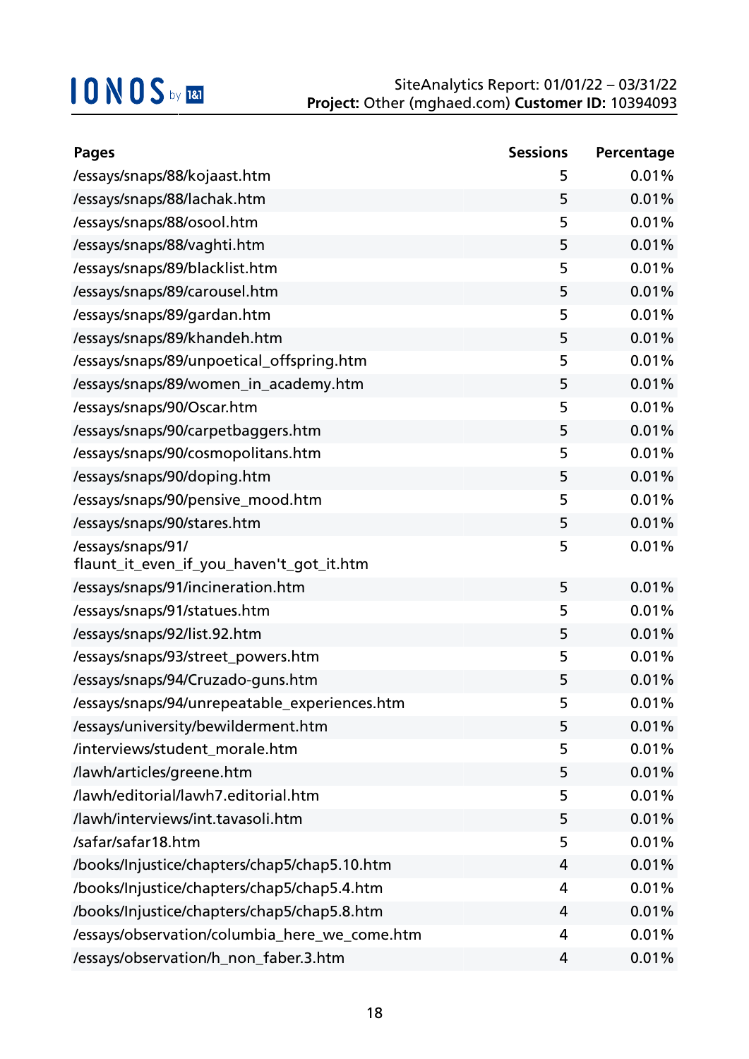| Pages | Sessions | Percentage |
|---|---|---|
| /essays/snaps/88/kojaast.htm | 5 | 0.01% |
| /essays/snaps/88/lachak.htm | 5 | 0.01% |
| /essays/snaps/88/osool.htm | 5 | 0.01% |
| /essays/snaps/88/vaghti.htm | 5 | 0.01% |
| /essays/snaps/89/blacklist.htm | 5 | 0.01% |
| /essays/snaps/89/carousel.htm | 5 | 0.01% |
| /essays/snaps/89/gardan.htm | 5 | 0.01% |
| /essays/snaps/89/khandeh.htm | 5 | 0.01% |
| /essays/snaps/89/unpoetical_offspring.htm | 5 | 0.01% |
| /essays/snaps/89/women_in_academy.htm | 5 | 0.01% |
| /essays/snaps/90/Oscar.htm | 5 | 0.01% |
| /essays/snaps/90/carpetbaggers.htm | 5 | 0.01% |
| /essays/snaps/90/cosmopolitans.htm | 5 | 0.01% |
| /essays/snaps/90/doping.htm | 5 | 0.01% |
| /essays/snaps/90/pensive_mood.htm | 5 | 0.01% |
| /essays/snaps/90/stares.htm | 5 | 0.01% |
| /essays/snaps/91/flaunt_it_even_if_you_haven't_got_it.htm | 5 | 0.01% |
| /essays/snaps/91/incineration.htm | 5 | 0.01% |
| /essays/snaps/91/statues.htm | 5 | 0.01% |
| /essays/snaps/92/list.92.htm | 5 | 0.01% |
| /essays/snaps/93/street_powers.htm | 5 | 0.01% |
| /essays/snaps/94/Cruzado-guns.htm | 5 | 0.01% |
| /essays/snaps/94/unrepeatable_experiences.htm | 5 | 0.01% |
| /essays/university/bewilderment.htm | 5 | 0.01% |
| /interviews/student_morale.htm | 5 | 0.01% |
| /lawh/articles/greene.htm | 5 | 0.01% |
| /lawh/editorial/lawh7.editorial.htm | 5 | 0.01% |
| /lawh/interviews/int.tavasoli.htm | 5 | 0.01% |
| /safar/safar18.htm | 5 | 0.01% |
| /books/Injustice/chapters/chap5/chap5.10.htm | 4 | 0.01% |
| /books/Injustice/chapters/chap5/chap5.4.htm | 4 | 0.01% |
| /books/Injustice/chapters/chap5/chap5.8.htm | 4 | 0.01% |
| /essays/observation/columbia_here_we_come.htm | 4 | 0.01% |
| /essays/observation/h_non_faber.3.htm | 4 | 0.01% |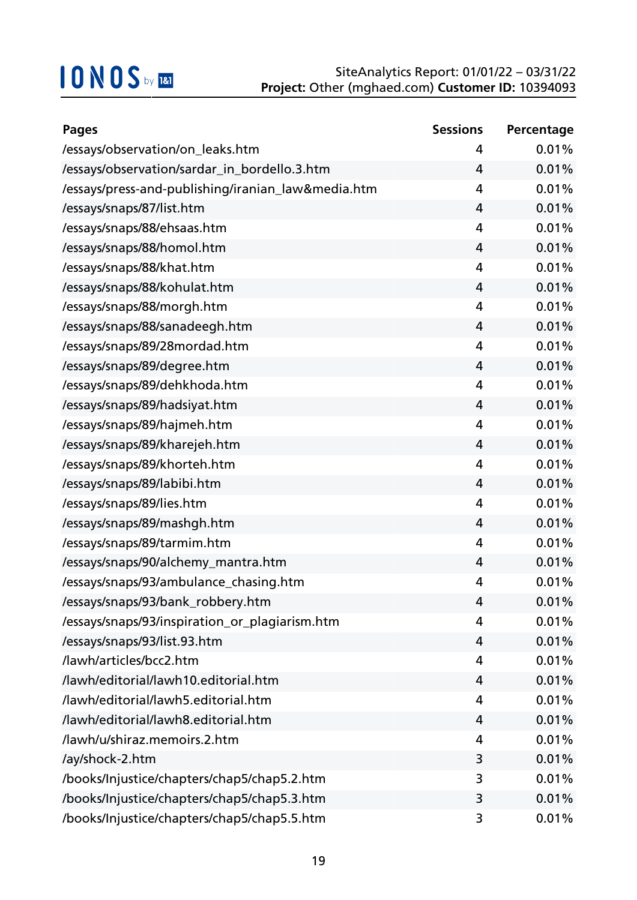| Pages | Sessions | Percentage |
|---|---|---|
| /essays/observation/on_leaks.htm | 4 | 0.01% |
| /essays/observation/sardar_in_bordello.3.htm | 4 | 0.01% |
| /essays/press-and-publishing/iranian_law&media.htm | 4 | 0.01% |
| /essays/snaps/87/list.htm | 4 | 0.01% |
| /essays/snaps/88/ehsaas.htm | 4 | 0.01% |
| /essays/snaps/88/homol.htm | 4 | 0.01% |
| /essays/snaps/88/khat.htm | 4 | 0.01% |
| /essays/snaps/88/kohulat.htm | 4 | 0.01% |
| /essays/snaps/88/morgh.htm | 4 | 0.01% |
| /essays/snaps/88/sanadeegh.htm | 4 | 0.01% |
| /essays/snaps/89/28mordad.htm | 4 | 0.01% |
| /essays/snaps/89/degree.htm | 4 | 0.01% |
| /essays/snaps/89/dehkhoda.htm | 4 | 0.01% |
| /essays/snaps/89/hadsiyat.htm | 4 | 0.01% |
| /essays/snaps/89/hajmeh.htm | 4 | 0.01% |
| /essays/snaps/89/kharejeh.htm | 4 | 0.01% |
| /essays/snaps/89/khorteh.htm | 4 | 0.01% |
| /essays/snaps/89/labibi.htm | 4 | 0.01% |
| /essays/snaps/89/lies.htm | 4 | 0.01% |
| /essays/snaps/89/mashgh.htm | 4 | 0.01% |
| /essays/snaps/89/tarmim.htm | 4 | 0.01% |
| /essays/snaps/90/alchemy_mantra.htm | 4 | 0.01% |
| /essays/snaps/93/ambulance_chasing.htm | 4 | 0.01% |
| /essays/snaps/93/bank_robbery.htm | 4 | 0.01% |
| /essays/snaps/93/inspiration_or_plagiarism.htm | 4 | 0.01% |
| /essays/snaps/93/list.93.htm | 4 | 0.01% |
| /lawh/articles/bcc2.htm | 4 | 0.01% |
| /lawh/editorial/lawh10.editorial.htm | 4 | 0.01% |
| /lawh/editorial/lawh5.editorial.htm | 4 | 0.01% |
| /lawh/editorial/lawh8.editorial.htm | 4 | 0.01% |
| /lawh/u/shiraz.memoirs.2.htm | 4 | 0.01% |
| /ay/shock-2.htm | 3 | 0.01% |
| /books/Injustice/chapters/chap5/chap5.2.htm | 3 | 0.01% |
| /books/Injustice/chapters/chap5/chap5.3.htm | 3 | 0.01% |
| /books/Injustice/chapters/chap5/chap5.5.htm | 3 | 0.01% |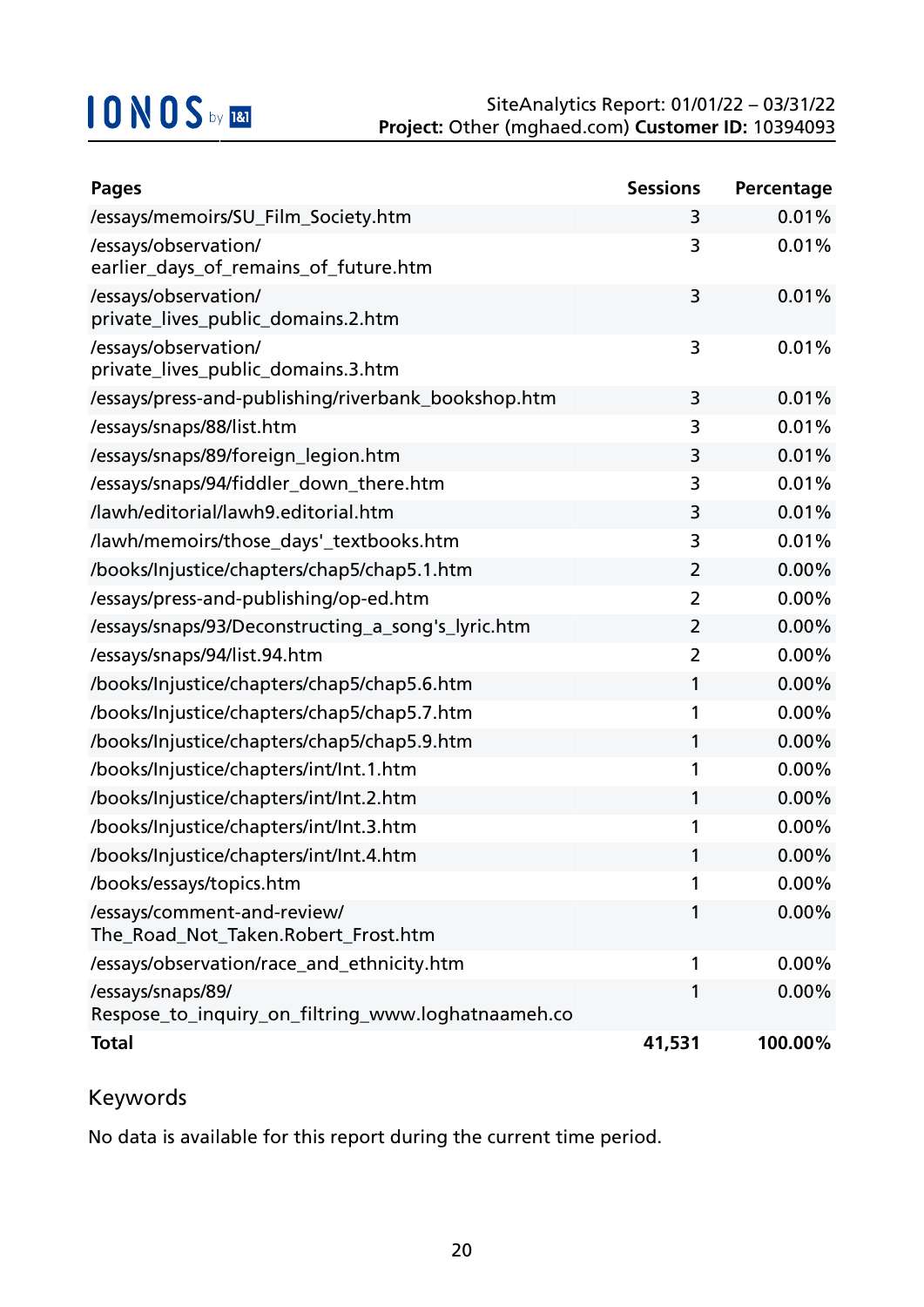| Pages | Sessions | Percentage |
|---|---|---|
| /essays/memoirs/SU_Film_Society.htm | 3 | 0.01% |
| /essays/observation/earlier_days_of_remains_of_future.htm | 3 | 0.01% |
| /essays/observation/private_lives_public_domains.2.htm | 3 | 0.01% |
| /essays/observation/private_lives_public_domains.3.htm | 3 | 0.01% |
| /essays/press-and-publishing/riverbank_bookshop.htm | 3 | 0.01% |
| /essays/snaps/88/list.htm | 3 | 0.01% |
| /essays/snaps/89/foreign_legion.htm | 3 | 0.01% |
| /essays/snaps/94/fiddler_down_there.htm | 3 | 0.01% |
| /lawh/editorial/lawh9.editorial.htm | 3 | 0.01% |
| /lawh/memoirs/those_days'_textbooks.htm | 3 | 0.01% |
| /books/Injustice/chapters/chap5/chap5.1.htm | 2 | 0.00% |
| /essays/press-and-publishing/op-ed.htm | 2 | 0.00% |
| /essays/snaps/93/Deconstructing_a_song's_lyric.htm | 2 | 0.00% |
| /essays/snaps/94/list.94.htm | 2 | 0.00% |
| /books/Injustice/chapters/chap5/chap5.6.htm | 1 | 0.00% |
| /books/Injustice/chapters/chap5/chap5.7.htm | 1 | 0.00% |
| /books/Injustice/chapters/chap5/chap5.9.htm | 1 | 0.00% |
| /books/Injustice/chapters/int/Int.1.htm | 1 | 0.00% |
| /books/Injustice/chapters/int/Int.2.htm | 1 | 0.00% |
| /books/Injustice/chapters/int/Int.3.htm | 1 | 0.00% |
| /books/Injustice/chapters/int/Int.4.htm | 1 | 0.00% |
| /books/essays/topics.htm | 1 | 0.00% |
| /essays/comment-and-review/The_Road_Not_Taken.Robert_Frost.htm | 1 | 0.00% |
| /essays/observation/race_and_ethnicity.htm | 1 | 0.00% |
| /essays/snaps/89/Respose_to_inquiry_on_filtring_www.loghatnaameh.co | 1 | 0.00% |
| **Total** | **41,531** | **100.00%** |

## Keywords

No data is available for this report during the current time period.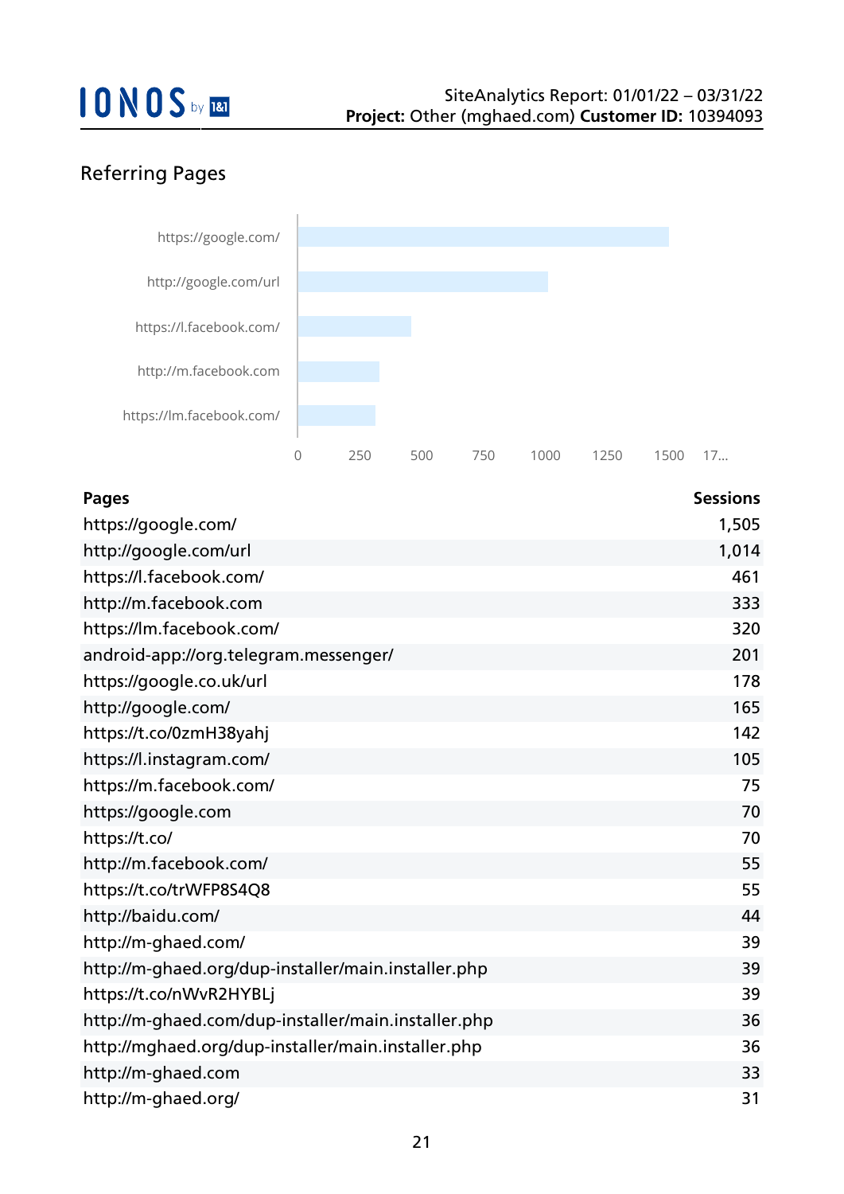## Referring Pages

| Pages | Sessions |
|---|---|
| https://google.com/ | 1,505 |
| http://google.com/url | 1,014 |
| https://l.facebook.com/ | 461 |
| http://m.facebook.com | 333 |
| https://lm.facebook.com/ | 320 |
| android-app://org.telegram.messenger/ | 201 |
| https://google.co.uk/url | 178 |
| http://google.com/ | 165 |
| https://t.co/0zmH38yahj | 142 |
| https://l.instagram.com/ | 105 |
| https://m.facebook.com/ | 75 |
| https://google.com | 70 |
| https://t.co/ | 70 |
| http://m.facebook.com/ | 55 |
| https://t.co/trWFP8S4Q8 | 55 |
| http://baidu.com/ | 44 |
| http://m-ghaed.com/ | 39 |
| http://m-ghaed.org/dup-installer/main.installer.php | 39 |
| https://t.co/nWvR2HYBLj | 39 |
| http://m-ghaed.com/dup-installer/main.installer.php | 36 |
| http://mghaed.org/dup-installer/main.installer.php | 36 |
| http://m-ghaed.com | 33 |
| http://m-ghaed.org/ | 31 |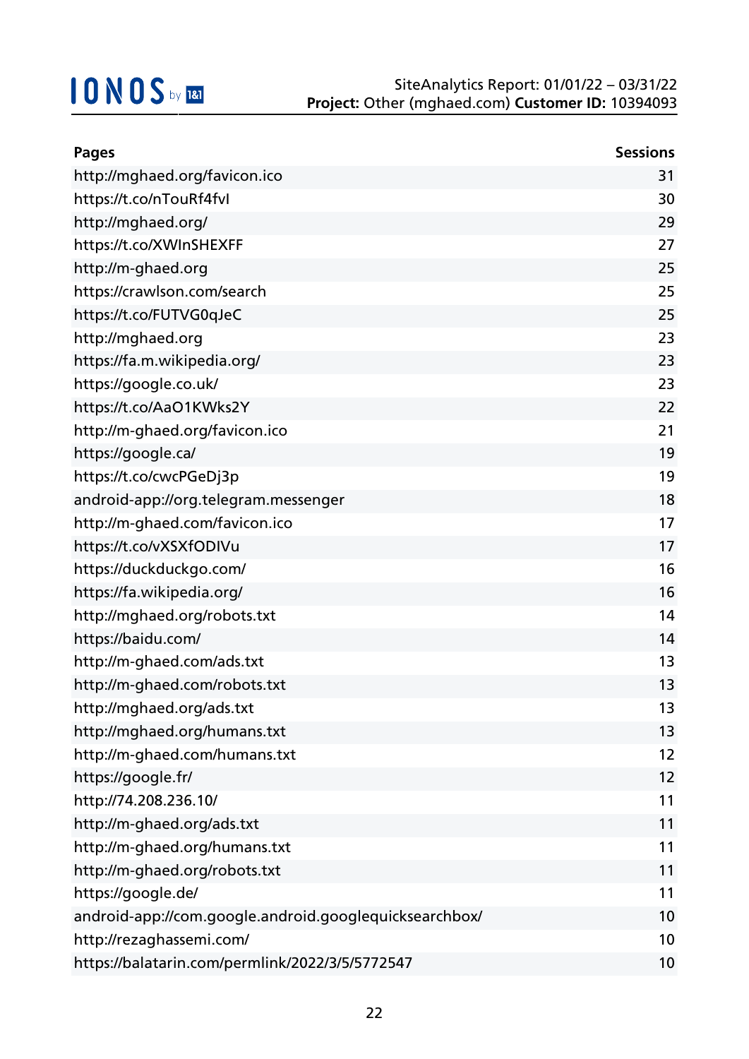| Pages | Sessions |
|---|---|
| http://mghaed.org/favicon.ico | 31 |
| https://t.co/nTouRf4fvI | 30 |
| http://mghaed.org/ | 29 |
| https://t.co/XWInSHEXFF | 27 |
| http://m-ghaed.org | 25 |
| https://crawlson.com/search | 25 |
| https://t.co/FUTVG0qJeC | 25 |
| http://mghaed.org | 23 |
| https://fa.m.wikipedia.org/ | 23 |
| https://google.co.uk/ | 23 |
| https://t.co/AaO1KWks2Y | 22 |
| http://m-ghaed.org/favicon.ico | 21 |
| https://google.ca/ | 19 |
| https://t.co/cwcPGeDj3p | 19 |
| android-app://org.telegram.messenger | 18 |
| http://m-ghaed.com/favicon.ico | 17 |
| https://t.co/vXSXfODIVu | 17 |
| https://duckduckgo.com/ | 16 |
| https://fa.wikipedia.org/ | 16 |
| http://mghaed.org/robots.txt | 14 |
| https://baidu.com/ | 14 |
| http://m-ghaed.com/ads.txt | 13 |
| http://m-ghaed.com/robots.txt | 13 |
| http://mghaed.org/ads.txt | 13 |
| http://mghaed.org/humans.txt | 13 |
| http://m-ghaed.com/humans.txt | 12 |
| https://google.fr/ | 12 |
| http://74.208.236.10/ | 11 |
| http://m-ghaed.org/ads.txt | 11 |
| http://m-ghaed.org/humans.txt | 11 |
| http://m-ghaed.org/robots.txt | 11 |
| https://google.de/ | 11 |
| android-app://com.google.android.googlequicksearchbox/ | 10 |
| http://rezaghassemi.com/ | 10 |
| https://balatarin.com/permlink/2022/3/5/5772547 | 10 |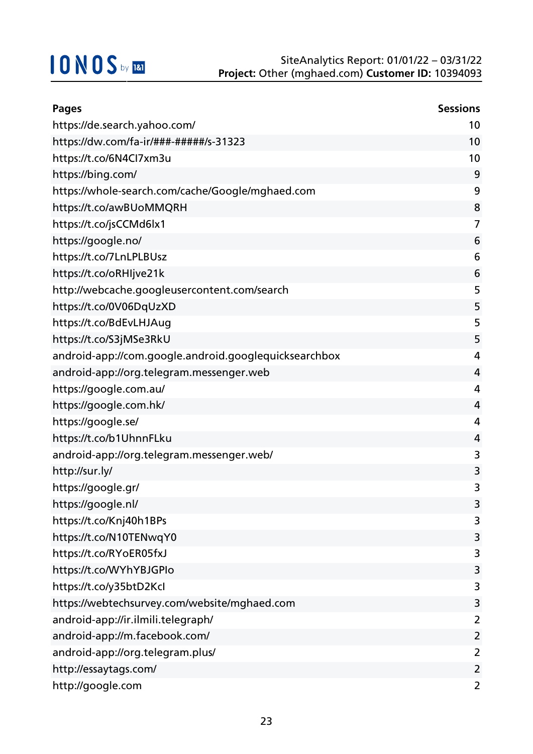| Pages | Sessions |
|---|---|
| https://de.search.yahoo.com/ | 10 |
| https://dw.com/fa-ir/###-#####/s-31323 | 10 |
| https://t.co/6N4CI7xm3u | 10 |
| https://bing.com/ | 9 |
| https://whole-search.com/cache/Google/mghaed.com | 9 |
| https://t.co/awBUoMMQRH | 8 |
| https://t.co/jsCCMd6lx1 | 7 |
| https://google.no/ | 6 |
| https://t.co/7LnLPLBUsz | 6 |
| https://t.co/oRHIjve21k | 6 |
| http://webcache.googleusercontent.com/search | 5 |
| https://t.co/0V06DqUzXD | 5 |
| https://t.co/BdEvLHJAug | 5 |
| https://t.co/S3jMSe3RkU | 5 |
| android-app://com.google.android.googlequicksearchbox | 4 |
| android-app://org.telegram.messenger.web | 4 |
| https://google.com.au/ | 4 |
| https://google.com.hk/ | 4 |
| https://google.se/ | 4 |
| https://t.co/b1UhnnFLku | 4 |
| android-app://org.telegram.messenger.web/ | 3 |
| http://sur.ly/ | 3 |
| https://google.gr/ | 3 |
| https://google.nl/ | 3 |
| https://t.co/Knj40h1BPs | 3 |
| https://t.co/N10TENwqY0 | 3 |
| https://t.co/RYoER05fxJ | 3 |
| https://t.co/WYhYBJGPlo | 3 |
| https://t.co/y35btD2KcI | 3 |
| https://webtechsurvey.com/website/mghaed.com | 3 |
| android-app://ir.ilmili.telegraph/ | 2 |
| android-app://m.facebook.com/ | 2 |
| android-app://org.telegram.plus/ | 2 |
| http://essaytags.com/ | 2 |
| http://google.com | 2 |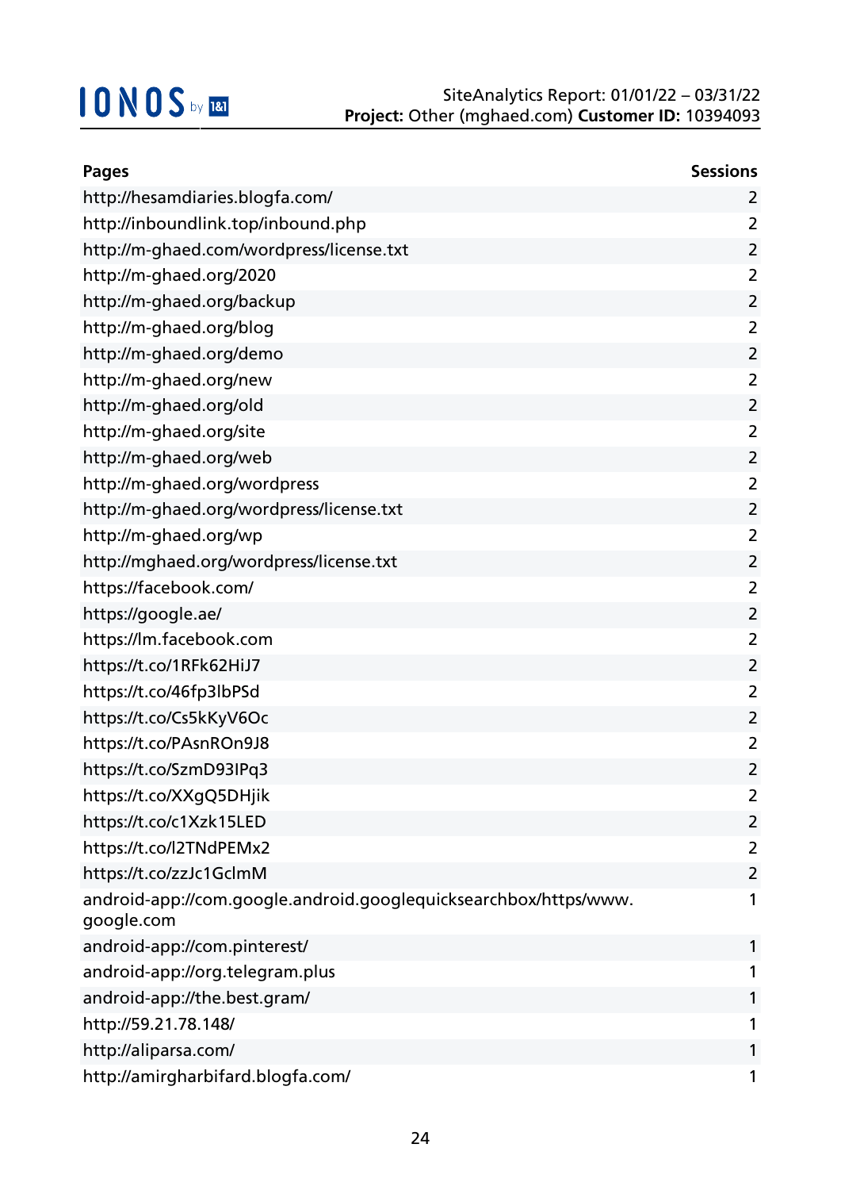| Pages | Sessions |
|---|---|
| http://hesamdiaries.blogfa.com/ | 2 |
| http://inboundlink.top/inbound.php | 2 |
| http://m-ghaed.com/wordpress/license.txt | 2 |
| http://m-ghaed.org/2020 | 2 |
| http://m-ghaed.org/backup | 2 |
| http://m-ghaed.org/blog | 2 |
| http://m-ghaed.org/demo | 2 |
| http://m-ghaed.org/new | 2 |
| http://m-ghaed.org/old | 2 |
| http://m-ghaed.org/site | 2 |
| http://m-ghaed.org/web | 2 |
| http://m-ghaed.org/wordpress | 2 |
| http://m-ghaed.org/wordpress/license.txt | 2 |
| http://m-ghaed.org/wp | 2 |
| http://mghaed.org/wordpress/license.txt | 2 |
| https://facebook.com/ | 2 |
| https://google.ae/ | 2 |
| https://lm.facebook.com | 2 |
| https://t.co/1RFk62HiJ7 | 2 |
| https://t.co/46fp3lbPSd | 2 |
| https://t.co/Cs5kKyV6Oc | 2 |
| https://t.co/PAsnROn9J8 | 2 |
| https://t.co/SzmD93IPq3 | 2 |
| https://t.co/XXgQ5DHjik | 2 |
| https://t.co/c1Xzk15LED | 2 |
| https://t.co/l2TNdPEMx2 | 2 |
| https://t.co/zzJc1GclmM | 2 |
| android-app://com.google.android.googlequicksearchbox/https/www.google.com | 1 |
| android-app://com.pinterest/ | 1 |
| android-app://org.telegram.plus | 1 |
| android-app://the.best.gram/ | 1 |
| http://59.21.78.148/ | 1 |
| http://aliparsa.com/ | 1 |
| http://amirgharbifard.blogfa.com/ | 1 |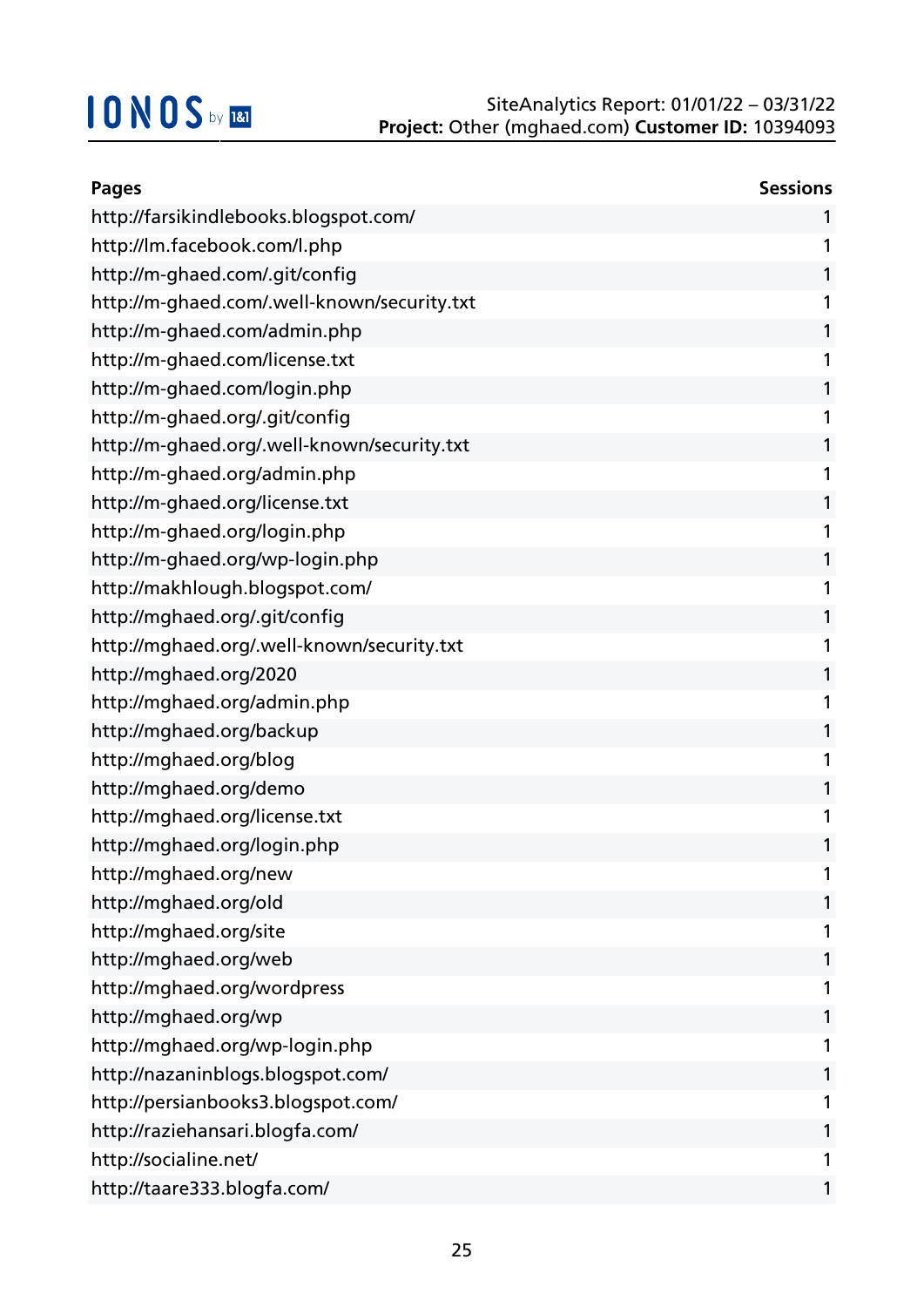| Pages | Sessions |
|---|---|
| http://farsikindlebooks.blogspot.com/ | 1 |
| http://lm.facebook.com/l.php | 1 |
| http://m-ghaed.com/.git/config | 1 |
| http://m-ghaed.com/.well-known/security.txt | 1 |
| http://m-ghaed.com/admin.php | 1 |
| http://m-ghaed.com/license.txt | 1 |
| http://m-ghaed.com/login.php | 1 |
| http://m-ghaed.org/.git/config | 1 |
| http://m-ghaed.org/.well-known/security.txt | 1 |
| http://m-ghaed.org/admin.php | 1 |
| http://m-ghaed.org/license.txt | 1 |
| http://m-ghaed.org/login.php | 1 |
| http://m-ghaed.org/wp-login.php | 1 |
| http://makhlough.blogspot.com/ | 1 |
| http://mghaed.org/.git/config | 1 |
| http://mghaed.org/.well-known/security.txt | 1 |
| http://mghaed.org/2020 | 1 |
| http://mghaed.org/admin.php | 1 |
| http://mghaed.org/backup | 1 |
| http://mghaed.org/blog | 1 |
| http://mghaed.org/demo | 1 |
| http://mghaed.org/license.txt | 1 |
| http://mghaed.org/login.php | 1 |
| http://mghaed.org/new | 1 |
| http://mghaed.org/old | 1 |
| http://mghaed.org/site | 1 |
| http://mghaed.org/web | 1 |
| http://mghaed.org/wordpress | 1 |
| http://mghaed.org/wp | 1 |
| http://mghaed.org/wp-login.php | 1 |
| http://nazaninblogs.blogspot.com/ | 1 |
| http://persianbooks3.blogspot.com/ | 1 |
| http://raziehansari.blogfa.com/ | 1 |
| http://socialine.net/ | 1 |
| http://taare333.blogfa.com/ | 1 |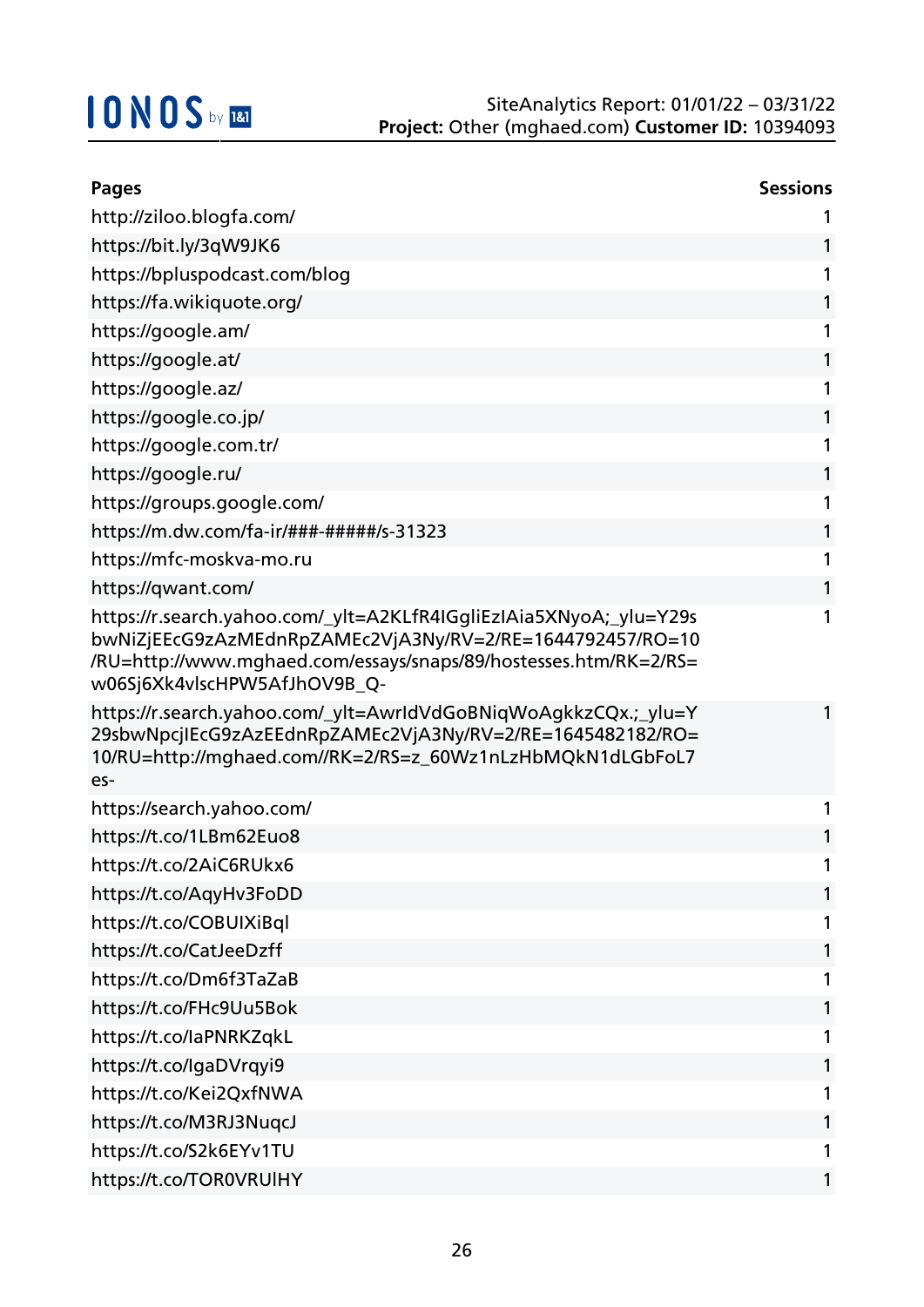| Pages | Sessions |
|---|---|
| http://ziloo.blogfa.com/ | 1 |
| https://bit.ly/3qW9JK6 | 1 |
| https://bpluspodcast.com/blog | 1 |
| https://fa.wikiquote.org/ | 1 |
| https://google.am/ | 1 |
| https://google.at/ | 1 |
| https://google.az/ | 1 |
| https://google.co.jp/ | 1 |
| https://google.com.tr/ | 1 |
| https://google.ru/ | 1 |
| https://groups.google.com/ | 1 |
| https://m.dw.com/fa-ir/###-#####/s-31323 | 1 |
| https://mfc-moskva-mo.ru | 1 |
| https://qwant.com/ | 1 |
| https://r.search.yahoo.com/_ylt=A2KLfR4IGgliEzIAia5XNyoA;_ylu=Y29sbwNiZjEEcG9zAzMEdnRpZAMEc2VjA3Ny/RV=2/RE=1644792457/RO=10/RU=http://www.mghaed.com/essays/snaps/89/hostesses.htm/RK=2/RS=w06Sj6Xk4vlscHPW5AfJhOV9B_Q- | 1 |
| https://r.search.yahoo.com/_ylt=AwrIdVdGoBNiqWoAgkkzCQx.;_ylu=Y29sbwNpcjIEcG9zAzEEdnRpZAMEc2VjA3Ny/RV=2/RE=1645482182/RO=10/RU=http://mghaed.com//RK=2/RS=z_60Wz1nLzHbMQkN1dLGbFoL7es- | 1 |
| https://search.yahoo.com/ | 1 |
| https://t.co/1LBm62Euo8 | 1 |
| https://t.co/2AiC6RUkx6 | 1 |
| https://t.co/AqyHv3FoDD | 1 |
| https://t.co/COBUIXiBql | 1 |
| https://t.co/CatJeeDzff | 1 |
| https://t.co/Dm6f3TaZaB | 1 |
| https://t.co/FHc9Uu5Bok | 1 |
| https://t.co/IaPNRKZqkL | 1 |
| https://t.co/IgaDVrqyi9 | 1 |
| https://t.co/Kei2QxfNWA | 1 |
| https://t.co/M3RJ3NuqcJ | 1 |
| https://t.co/S2k6EYv1TU | 1 |
| https://t.co/TOR0VRUlHY | 1 |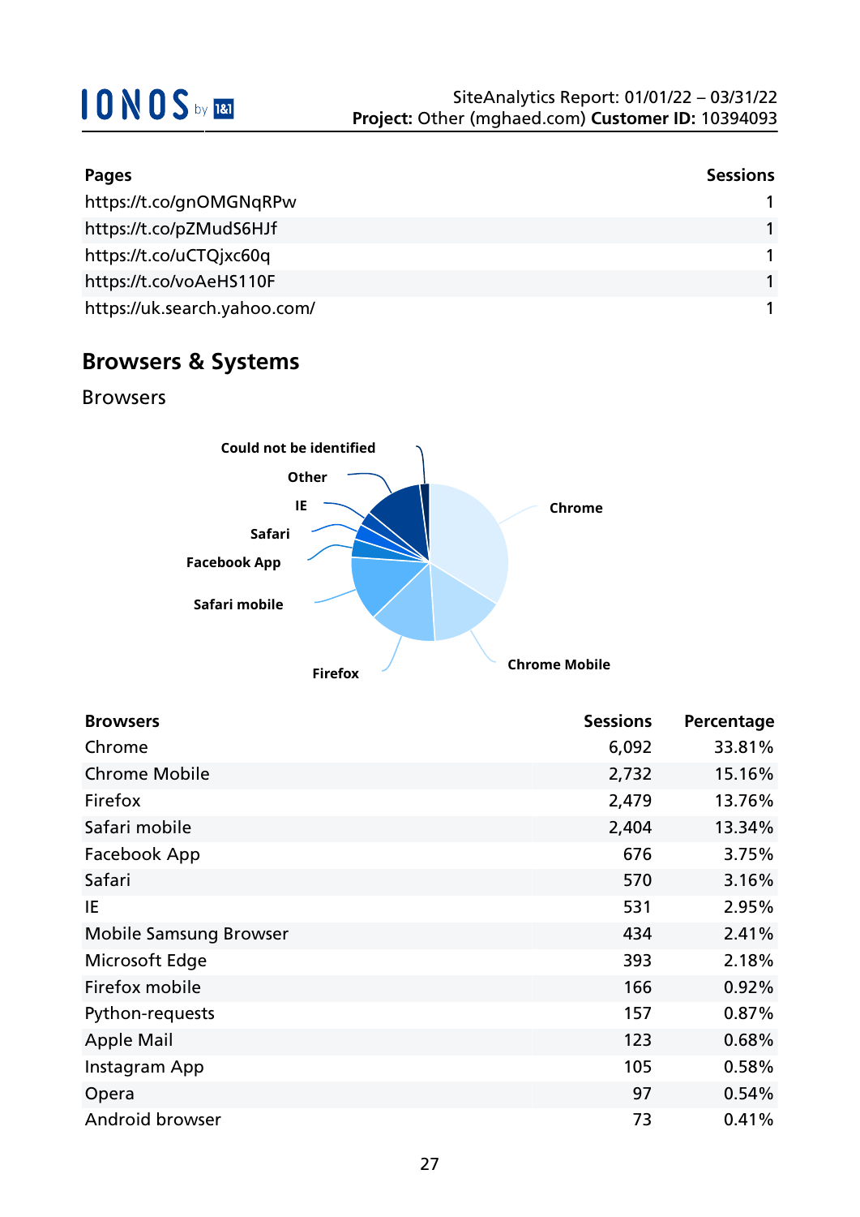| Pages | Sessions |
|---|---|
| https://t.co/gnOMGNqRPw | 1 |
| https://t.co/pZMudS6HJf | 1 |
| https://t.co/uCTQjxc60q | 1 |
| https://t.co/voAeHS110F | 1 |
| https://uk.search.yahoo.com/ | 1 |

## Browsers & Systems

### Browsers

| Browsers | Sessions | Percentage |
|---|---|---|
| Chrome | 6,092 | 33.81% |
| Chrome Mobile | 2,732 | 15.16% |
| Firefox | 2,479 | 13.76% |
| Safari mobile | 2,404 | 13.34% |
| Facebook App | 676 | 3.75% |
| Safari | 570 | 3.16% |
| IE | 531 | 2.95% |
| Mobile Samsung Browser | 434 | 2.41% |
| Microsoft Edge | 393 | 2.18% |
| Firefox mobile | 166 | 0.92% |
| Python-requests | 157 | 0.87% |
| Apple Mail | 123 | 0.68% |
| Instagram App | 105 | 0.58% |
| Opera | 97 | 0.54% |
| Android browser | 73 | 0.41% |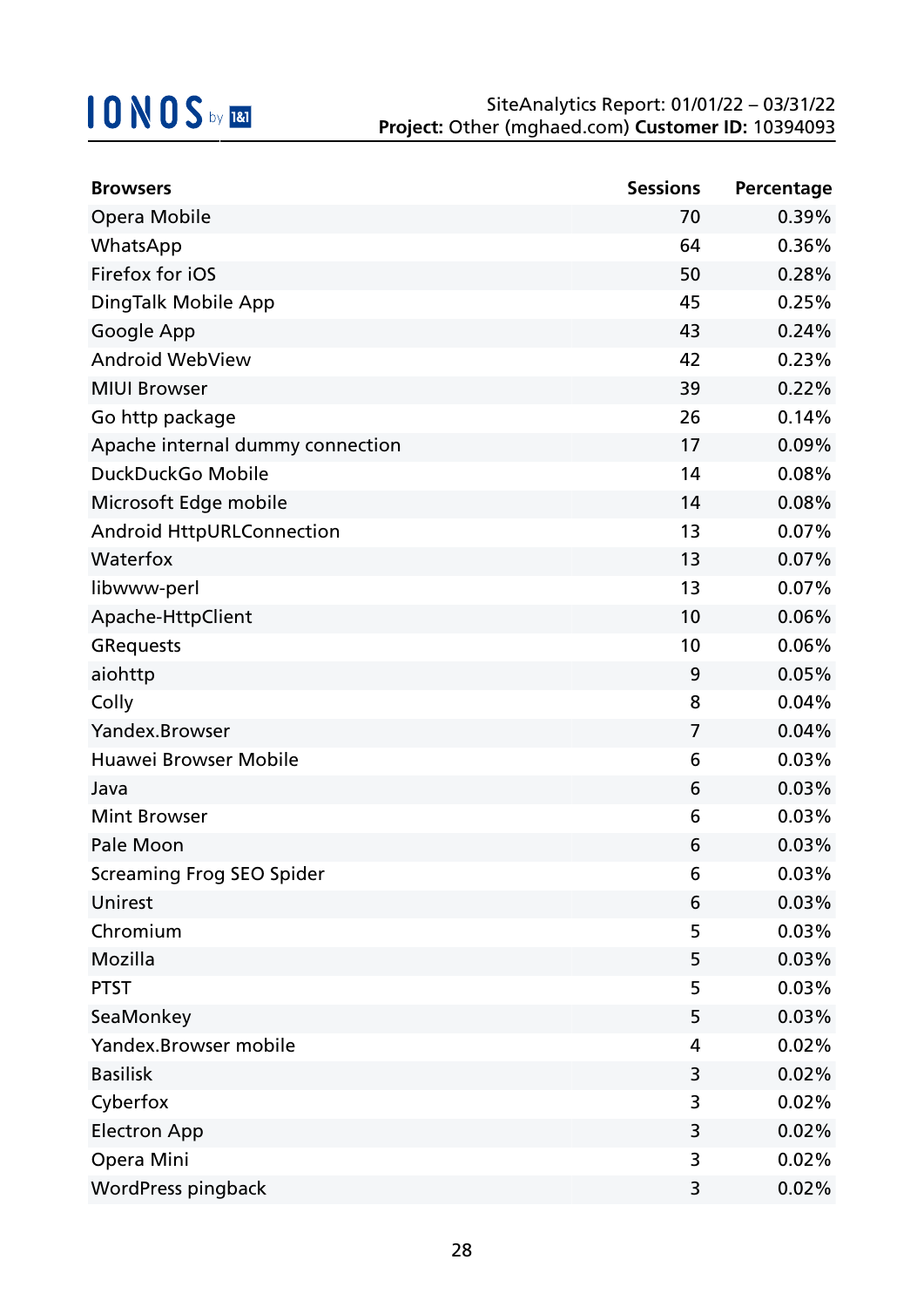| Browsers | Sessions | Percentage |
|---|---|---|
| Opera Mobile | 70 | 0.39% |
| WhatsApp | 64 | 0.36% |
| Firefox for iOS | 50 | 0.28% |
| DingTalk Mobile App | 45 | 0.25% |
| Google App | 43 | 0.24% |
| Android WebView | 42 | 0.23% |
| MIUI Browser | 39 | 0.22% |
| Go http package | 26 | 0.14% |
| Apache internal dummy connection | 17 | 0.09% |
| DuckDuckGo Mobile | 14 | 0.08% |
| Microsoft Edge mobile | 14 | 0.08% |
| Android HttpURLConnection | 13 | 0.07% |
| Waterfox | 13 | 0.07% |
| libwww-perl | 13 | 0.07% |
| Apache-HttpClient | 10 | 0.06% |
| GRequests | 10 | 0.06% |
| aiohttp | 9 | 0.05% |
| Colly | 8 | 0.04% |
| Yandex.Browser | 7 | 0.04% |
| Huawei Browser Mobile | 6 | 0.03% |
| Java | 6 | 0.03% |
| Mint Browser | 6 | 0.03% |
| Pale Moon | 6 | 0.03% |
| Screaming Frog SEO Spider | 6 | 0.03% |
| Unirest | 6 | 0.03% |
| Chromium | 5 | 0.03% |
| Mozilla | 5 | 0.03% |
| PTST | 5 | 0.03% |
| SeaMonkey | 5 | 0.03% |
| Yandex.Browser mobile | 4 | 0.02% |
| Basilisk | 3 | 0.02% |
| Cyberfox | 3 | 0.02% |
| Electron App | 3 | 0.02% |
| Opera Mini | 3 | 0.02% |
| WordPress pingback | 3 | 0.02% |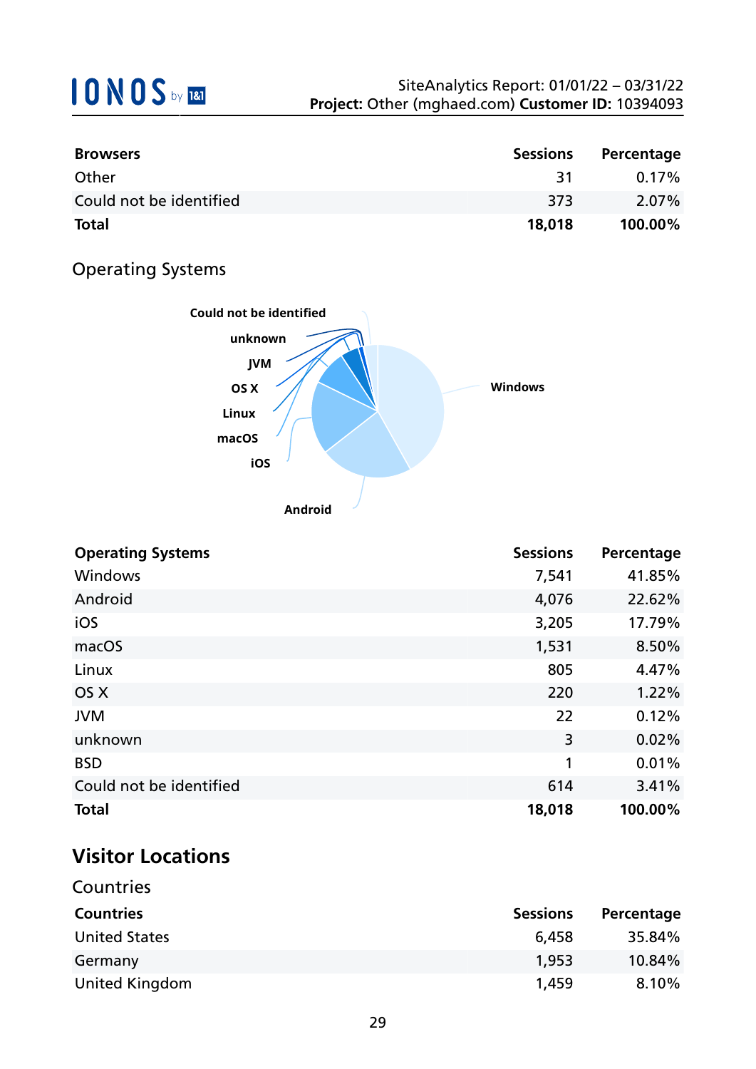| Browsers | Sessions | Percentage |
|---|---|---|
| Other | 31 | 0.17% |
| Could not be identified | 373 | 2.07% |
| **Total** | **18,018** | **100.00%** |

## Operating Systems

| Operating Systems | Sessions | Percentage |
|---|---|---|
| Windows | 7,541 | 41.85% |
| Android | 4,076 | 22.62% |
| iOS | 3,205 | 17.79% |
| macOS | 1,531 | 8.50% |
| Linux | 805 | 4.47% |
| OS X | 220 | 1.22% |
| JVM | 22 | 0.12% |
| unknown | 3 | 0.02% |
| BSD | 1 | 0.01% |
| Could not be identified | 614 | 3.41% |
| **Total** | **18,018** | **100.00%** |

# Visitor Locations

## Countries

| Countries | Sessions | Percentage |
|---|---|---|
| United States | 6,458 | 35.84% |
| Germany | 1,953 | 10.84% |
| United Kingdom | 1,459 | 8.10% |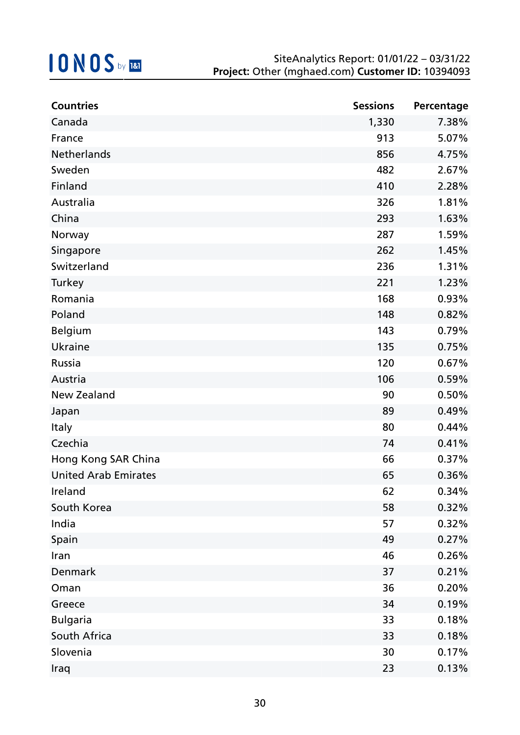| Countries | Sessions | Percentage |
| --- | --- | --- |
| Canada | 1,330 | 7.38% |
| France | 913 | 5.07% |
| Netherlands | 856 | 4.75% |
| Sweden | 482 | 2.67% |
| Finland | 410 | 2.28% |
| Australia | 326 | 1.81% |
| China | 293 | 1.63% |
| Norway | 287 | 1.59% |
| Singapore | 262 | 1.45% |
| Switzerland | 236 | 1.31% |
| Turkey | 221 | 1.23% |
| Romania | 168 | 0.93% |
| Poland | 148 | 0.82% |
| Belgium | 143 | 0.79% |
| Ukraine | 135 | 0.75% |
| Russia | 120 | 0.67% |
| Austria | 106 | 0.59% |
| New Zealand | 90 | 0.50% |
| Japan | 89 | 0.49% |
| Italy | 80 | 0.44% |
| Czechia | 74 | 0.41% |
| Hong Kong SAR China | 66 | 0.37% |
| United Arab Emirates | 65 | 0.36% |
| Ireland | 62 | 0.34% |
| South Korea | 58 | 0.32% |
| India | 57 | 0.32% |
| Spain | 49 | 0.27% |
| Iran | 46 | 0.26% |
| Denmark | 37 | 0.21% |
| Oman | 36 | 0.20% |
| Greece | 34 | 0.19% |
| Bulgaria | 33 | 0.18% |
| South Africa | 33 | 0.18% |
| Slovenia | 30 | 0.17% |
| Iraq | 23 | 0.13% |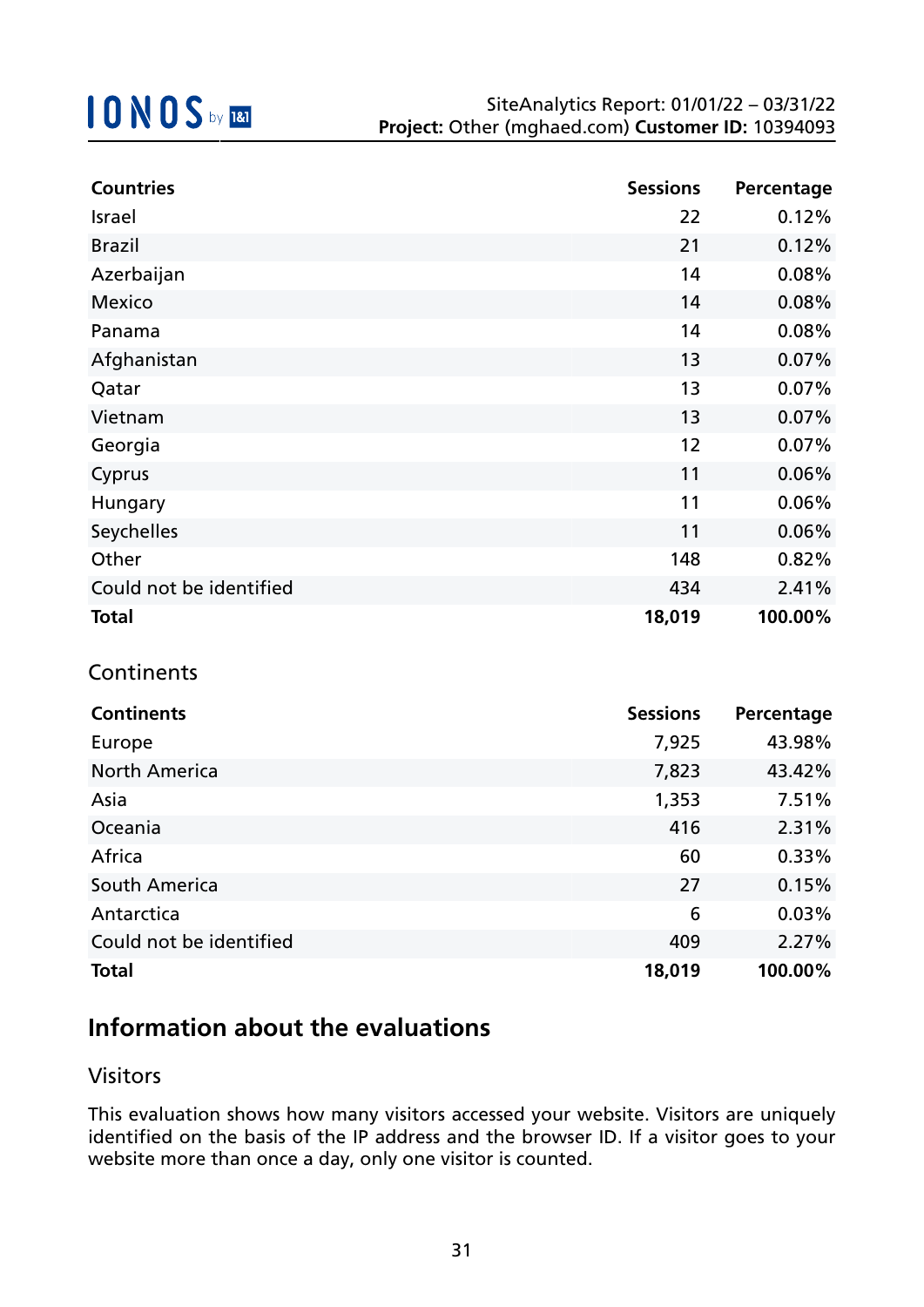| Countries | Sessions | Percentage |
|---|---|---|
| Israel | 22 | 0.12% |
| Brazil | 21 | 0.12% |
| Azerbaijan | 14 | 0.08% |
| Mexico | 14 | 0.08% |
| Panama | 14 | 0.08% |
| Afghanistan | 13 | 0.07% |
| Qatar | 13 | 0.07% |
| Vietnam | 13 | 0.07% |
| Georgia | 12 | 0.07% |
| Cyprus | 11 | 0.06% |
| Hungary | 11 | 0.06% |
| Seychelles | 11 | 0.06% |
| Other | 148 | 0.82% |
| Could not be identified | 434 | 2.41% |
| **Total** | **18,019** | **100.00%** |

## Continents

| Continents | Sessions | Percentage |
|---|---|---|
| Europe | 7,925 | 43.98% |
| North America | 7,823 | 43.42% |
| Asia | 1,353 | 7.51% |
| Oceania | 416 | 2.31% |
| Africa | 60 | 0.33% |
| South America | 27 | 0.15% |
| Antarctica | 6 | 0.03% |
| Could not be identified | 409 | 2.27% |
| **Total** | **18,019** | **100.00%** |

# Information about the evaluations

## Visitors

This evaluation shows how many visitors accessed your website. Visitors are uniquely identified on the basis of the IP address and the browser ID. If a visitor goes to your website more than once a day, only one visitor is counted.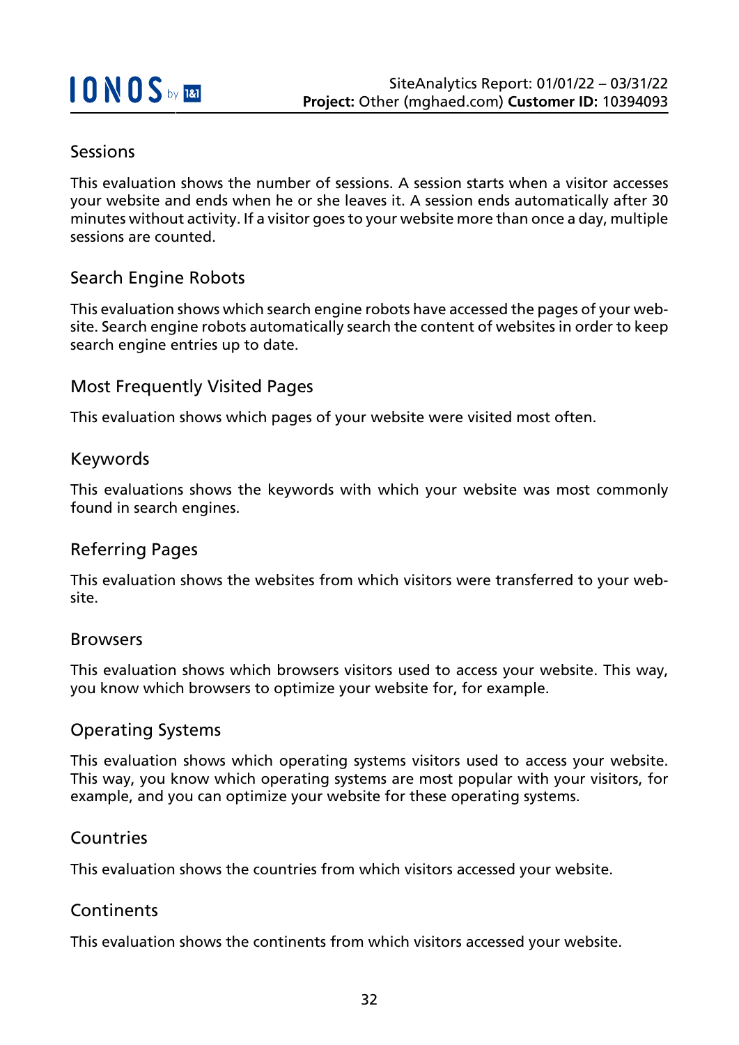## Sessions

This evaluation shows the number of sessions. A session starts when a visitor accesses your website and ends when he or she leaves it. A session ends automatically after 30 minutes without activity. If a visitor goes to your website more than once a day, multiple sessions are counted.

## Search Engine Robots

This evaluation shows which search engine robots have accessed the pages of your website. Search engine robots automatically search the content of websites in order to keep search engine entries up to date.

## Most Frequently Visited Pages

This evaluation shows which pages of your website were visited most often.

## Keywords

This evaluations shows the keywords with which your website was most commonly found in search engines.

## Referring Pages

This evaluation shows the websites from which visitors were transferred to your website.

## Browsers

This evaluation shows which browsers visitors used to access your website. This way, you know which browsers to optimize your website for, for example.

## Operating Systems

This evaluation shows which operating systems visitors used to access your website. This way, you know which operating systems are most popular with your visitors, for example, and you can optimize your website for these operating systems.

## Countries

This evaluation shows the countries from which visitors accessed your website.

## Continents

This evaluation shows the continents from which visitors accessed your website.